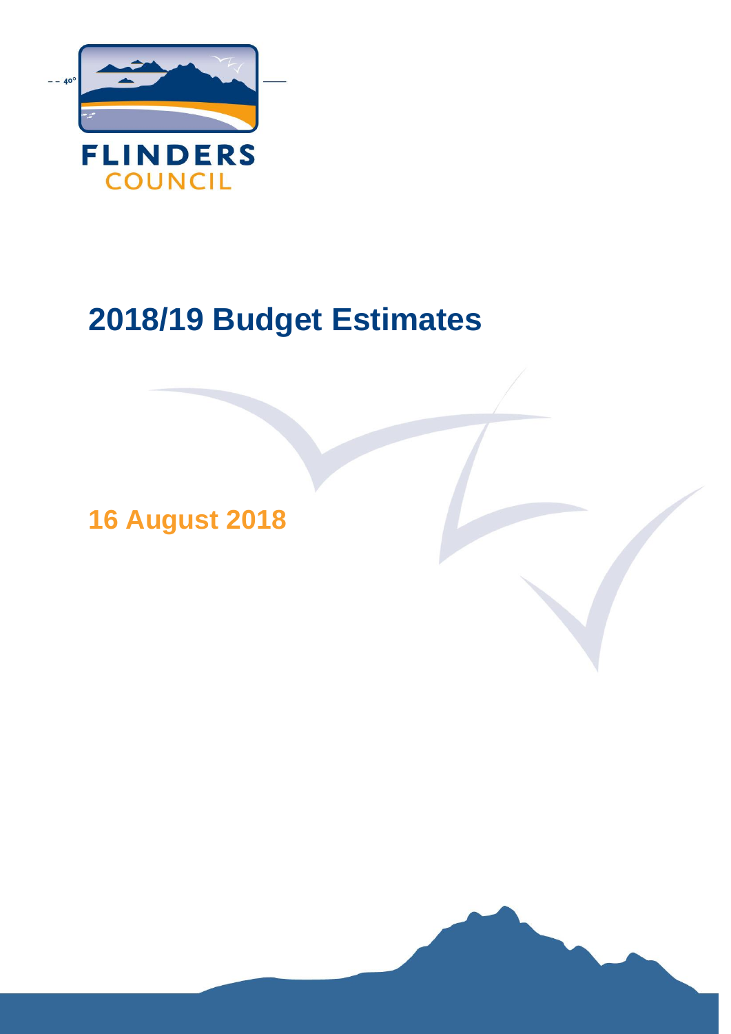FLINDERS COUNCIL

# 2018/19 Budget Estimates

## 16 August 2018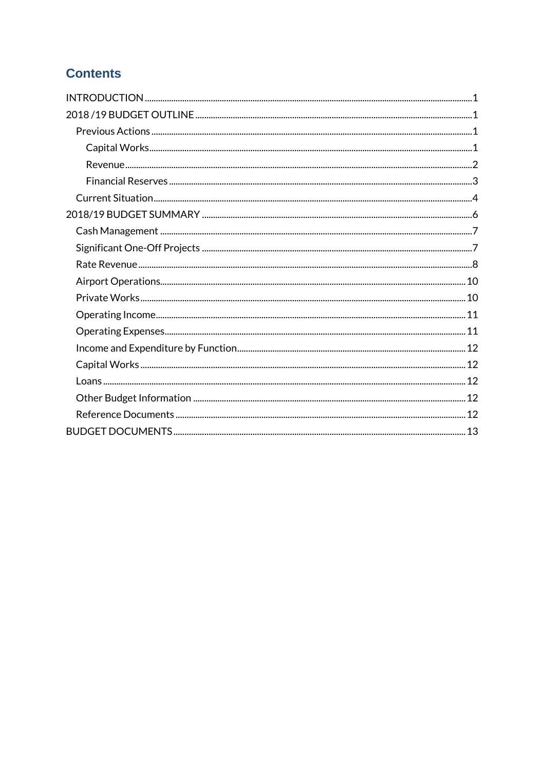## Contents

- INTRODUCTION ..... 1
- 2018 /19 BUDGET OUTLINE ..... 1
  - Previous Actions ..... 1
    - Capital Works ..... 1
    - Revenue ..... 2
    - Financial Reserves ..... 3
  - Current Situation ..... 4
- 2018/19 BUDGET SUMMARY ..... 6
  - Cash Management ..... 7
  - Significant One-Off Projects ..... 7
  - Rate Revenue ..... 8
  - Airport Operations ..... 10
  - Private Works ..... 10
  - Operating Income ..... 11
  - Operating Expenses ..... 11
  - Income and Expenditure by Function ..... 12
  - Capital Works ..... 12
  - Loans ..... 12
  - Other Budget Information ..... 12
  - Reference Documents ..... 12
- BUDGET DOCUMENTS ..... 13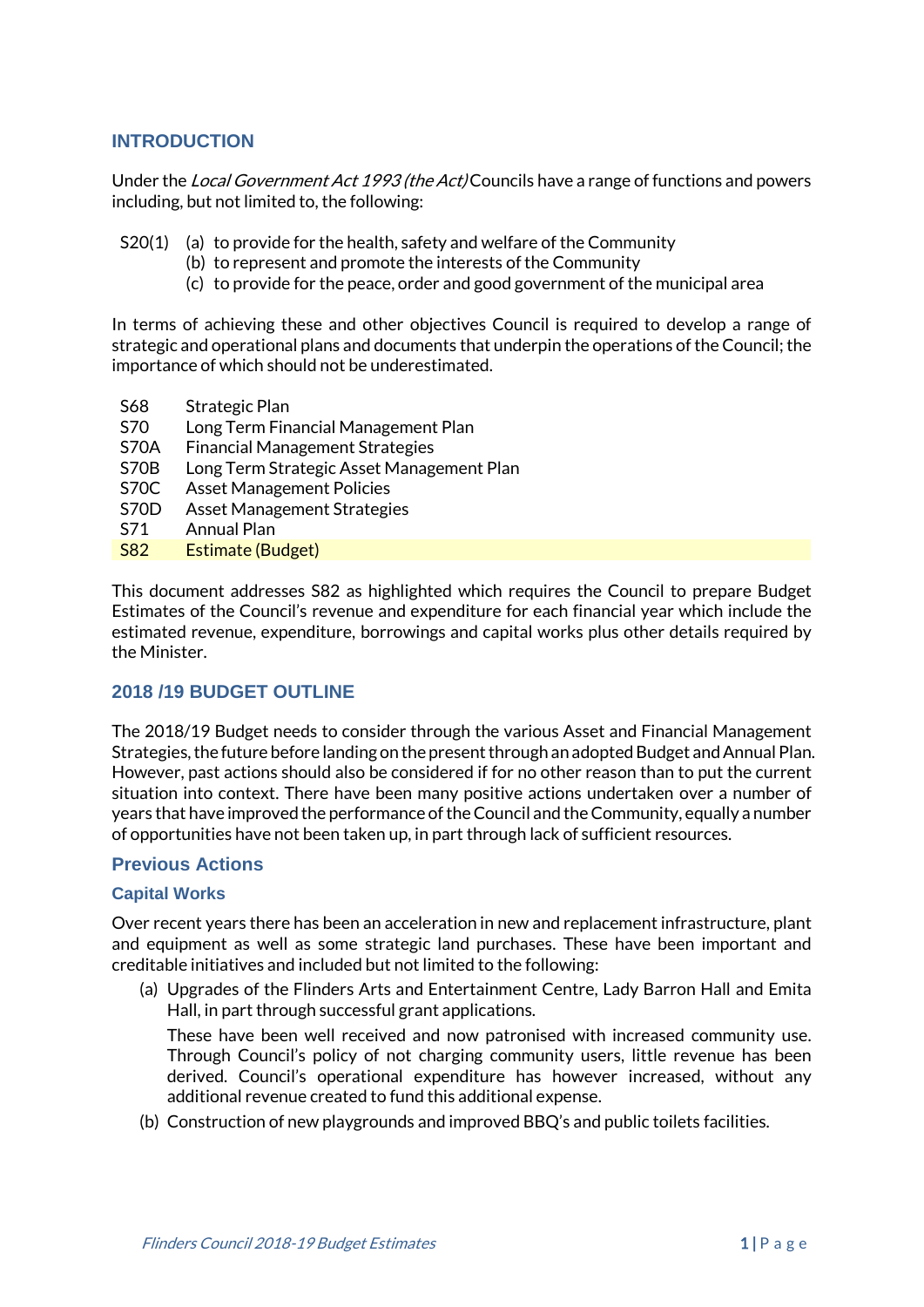## INTRODUCTION

Under the *Local Government Act 1993 (the Act)* Councils have a range of functions and powers including, but not limited to, the following:

S20(1) (a) to provide for the health, safety and welfare of the Community
(b) to represent and promote the interests of the Community
(c) to provide for the peace, order and good government of the municipal area

In terms of achieving these and other objectives Council is required to develop a range of strategic and operational plans and documents that underpin the operations of the Council; the importance of which should not be underestimated.

| | |
|---|---|
| S68 | Strategic Plan |
| S70 | Long Term Financial Management Plan |
| S70A | Financial Management Strategies |
| S70B | Long Term Strategic Asset Management Plan |
| S70C | Asset Management Policies |
| S70D | Asset Management Strategies |
| S71 | Annual Plan |
| S82 | Estimate (Budget) |

This document addresses S82 as highlighted which requires the Council to prepare Budget Estimates of the Council's revenue and expenditure for each financial year which include the estimated revenue, expenditure, borrowings and capital works plus other details required by the Minister.

## 2018 /19 BUDGET OUTLINE

The 2018/19 Budget needs to consider through the various Asset and Financial Management Strategies, the future before landing on the present through an adopted Budget and Annual Plan. However, past actions should also be considered if for no other reason than to put the current situation into context. There have been many positive actions undertaken over a number of years that have improved the performance of the Council and the Community, equally a number of opportunities have not been taken up, in part through lack of sufficient resources.

### Previous Actions

#### Capital Works

Over recent years there has been an acceleration in new and replacement infrastructure, plant and equipment as well as some strategic land purchases. These have been important and creditable initiatives and included but not limited to the following:

(a) Upgrades of the Flinders Arts and Entertainment Centre, Lady Barron Hall and Emita Hall, in part through successful grant applications.

These have been well received and now patronised with increased community use. Through Council's policy of not charging community users, little revenue has been derived. Council's operational expenditure has however increased, without any additional revenue created to fund this additional expense.

(b) Construction of new playgrounds and improved BBQ's and public toilets facilities.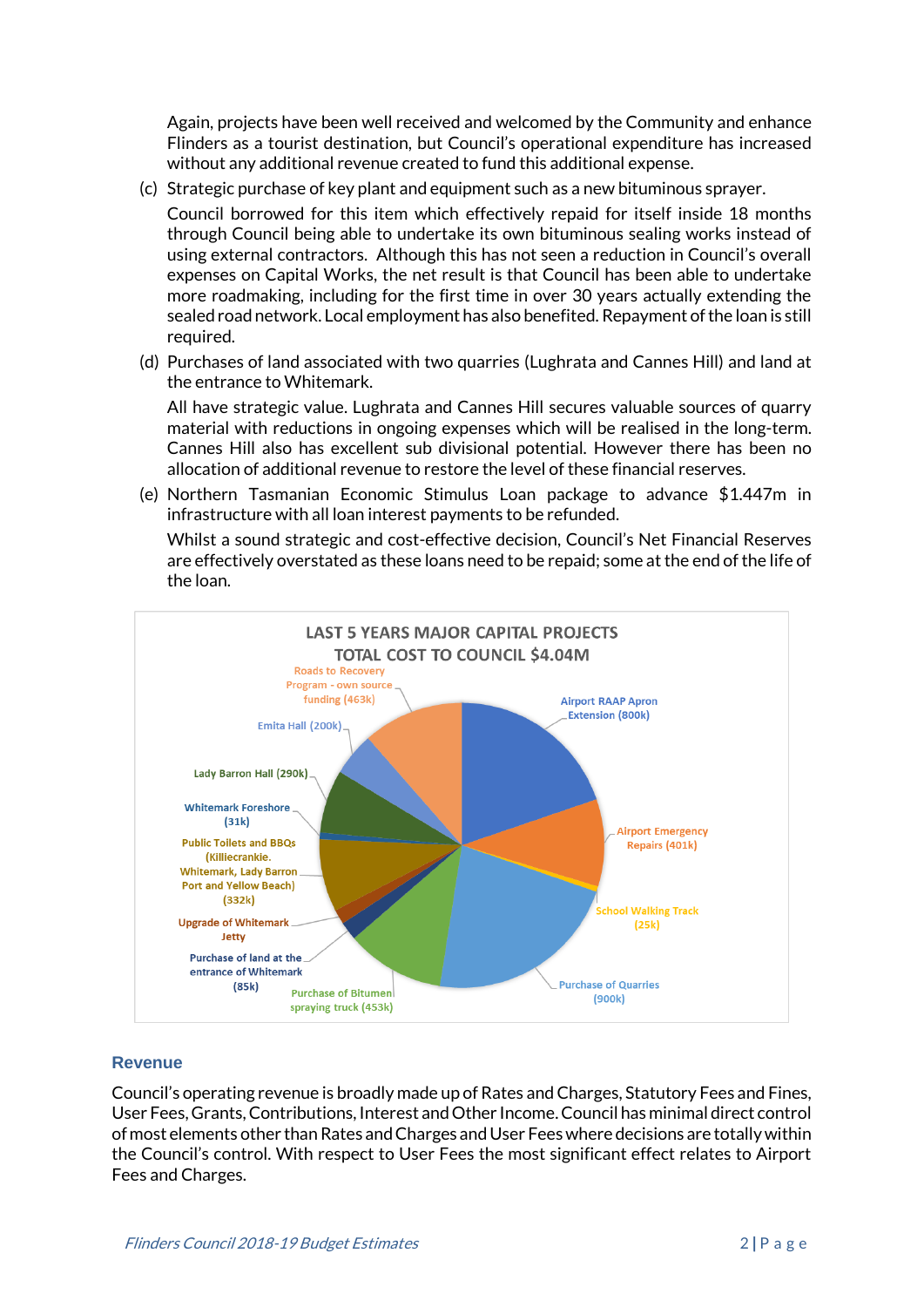Again, projects have been well received and welcomed by the Community and enhance Flinders as a tourist destination, but Council's operational expenditure has increased without any additional revenue created to fund this additional expense.

(c) Strategic purchase of key plant and equipment such as a new bituminous sprayer.

Council borrowed for this item which effectively repaid for itself inside 18 months through Council being able to undertake its own bituminous sealing works instead of using external contractors. Although this has not seen a reduction in Council's overall expenses on Capital Works, the net result is that Council has been able to undertake more roadmaking, including for the first time in over 30 years actually extending the sealed road network. Local employment has also benefited. Repayment of the loan is still required.

(d) Purchases of land associated with two quarries (Lughrata and Cannes Hill) and land at the entrance to Whitemark.

All have strategic value. Lughrata and Cannes Hill secures valuable sources of quarry material with reductions in ongoing expenses which will be realised in the long-term. Cannes Hill also has excellent sub divisional potential. However there has been no allocation of additional revenue to restore the level of these financial reserves.

(e) Northern Tasmanian Economic Stimulus Loan package to advance $1.447m in infrastructure with all loan interest payments to be refunded.

Whilst a sound strategic and cost-effective decision, Council's Net Financial Reserves are effectively overstated as these loans need to be repaid; some at the end of the life of the loan.

**LAST 5 YEARS MAJOR CAPITAL PROJECTS**
**TOTAL COST TO COUNCIL $4.04M**

| Project | Cost |
|---|---|
| Airport RAAP Apron Extension | 800k |
| Airport Emergency Repairs | 401k |
| School Walking Track | 25k |
| Purchase of Quarries | 900k |
| Purchase of Bitumen spraying truck | 453k |
| Purchase of land at the entrance of Whitemark | 85k |
| Upgrade of Whitemark Jetty | |
| Public Toilets and BBQs (Killiecrankie, Whitemark, Lady Barron Port and Yellow Beach) | 332k |
| Whitemark Foreshore | 31k |
| Lady Barron Hall | 290k |
| Emita Hall | 200k |
| Roads to Recovery Program - own source funding | 463k |

## Revenue

Council's operating revenue is broadly made up of Rates and Charges, Statutory Fees and Fines, User Fees, Grants, Contributions, Interest and Other Income. Council has minimal direct control of most elements other than Rates and Charges and User Fees where decisions are totally within the Council's control. With respect to User Fees the most significant effect relates to Airport Fees and Charges.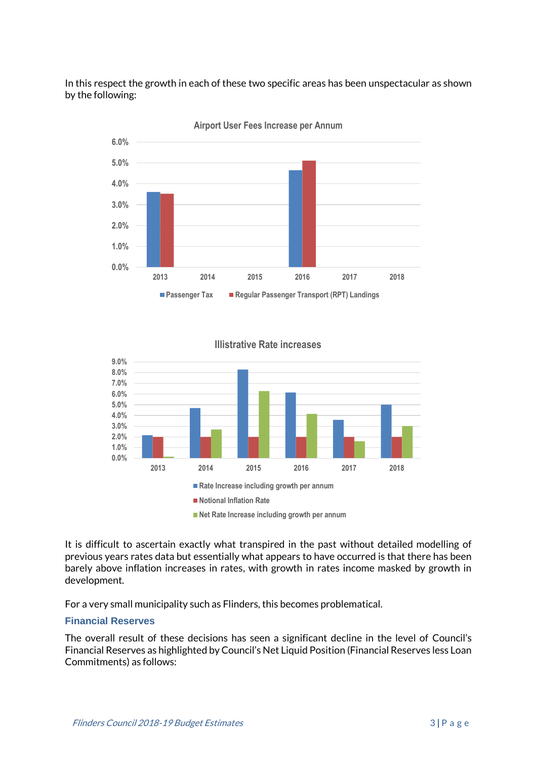In this respect the growth in each of these two specific areas has been unspectacular as shown by the following:

**Airport User Fees Increase per Annum**

**Illistrative Rate increases**

It is difficult to ascertain exactly what transpired in the past without detailed modelling of previous years rates data but essentially what appears to have occurred is that there has been barely above inflation increases in rates, with growth in rates income masked by growth in development.

For a very small municipality such as Flinders, this becomes problematical.

### Financial Reserves

The overall result of these decisions has seen a significant decline in the level of Council's Financial Reserves as highlighted by Council's Net Liquid Position (Financial Reserves less Loan Commitments) as follows: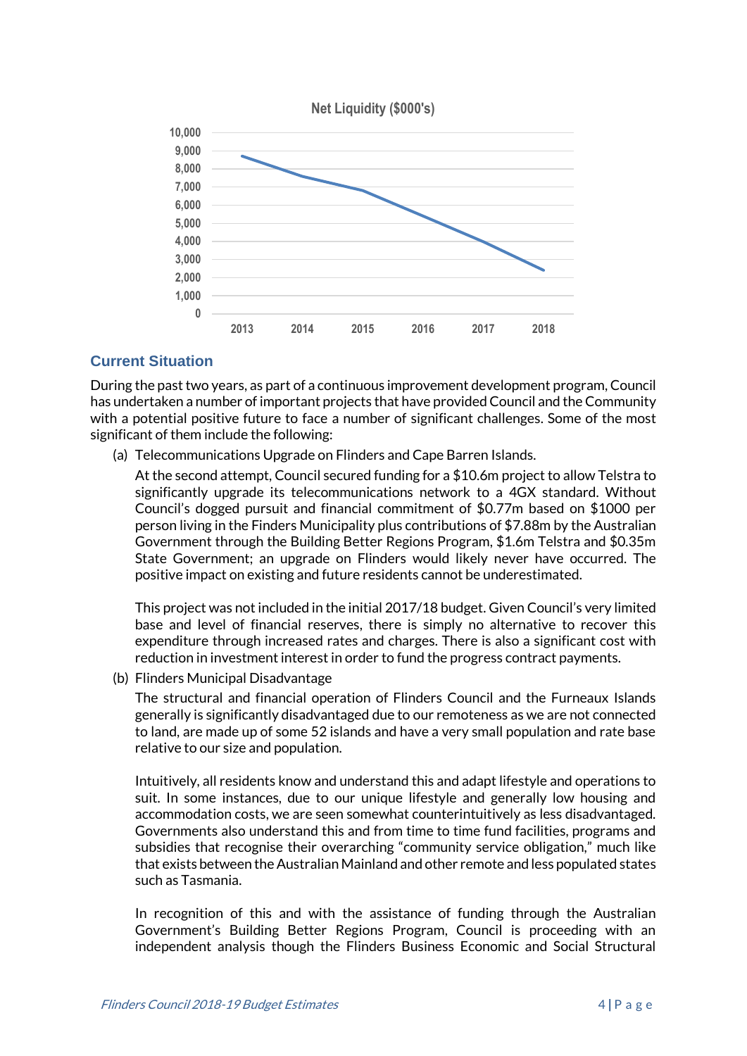**Net Liquidity ($000's)**

## Current Situation

During the past two years, as part of a continuous improvement development program, Council has undertaken a number of important projects that have provided Council and the Community with a potential positive future to face a number of significant challenges. Some of the most significant of them include the following:

(a) Telecommunications Upgrade on Flinders and Cape Barren Islands.

At the second attempt, Council secured funding for a $10.6m project to allow Telstra to significantly upgrade its telecommunications network to a 4GX standard. Without Council's dogged pursuit and financial commitment of $0.77m based on $1000 per person living in the Finders Municipality plus contributions of $7.88m by the Australian Government through the Building Better Regions Program, $1.6m Telstra and $0.35m State Government; an upgrade on Flinders would likely never have occurred. The positive impact on existing and future residents cannot be underestimated.

This project was not included in the initial 2017/18 budget. Given Council's very limited base and level of financial reserves, there is simply no alternative to recover this expenditure through increased rates and charges. There is also a significant cost with reduction in investment interest in order to fund the progress contract payments.

(b) Flinders Municipal Disadvantage

The structural and financial operation of Flinders Council and the Furneaux Islands generally is significantly disadvantaged due to our remoteness as we are not connected to land, are made up of some 52 islands and have a very small population and rate base relative to our size and population.

Intuitively, all residents know and understand this and adapt lifestyle and operations to suit. In some instances, due to our unique lifestyle and generally low housing and accommodation costs, we are seen somewhat counterintuitively as less disadvantaged. Governments also understand this and from time to time fund facilities, programs and subsidies that recognise their overarching "community service obligation," much like that exists between the Australian Mainland and other remote and less populated states such as Tasmania.

In recognition of this and with the assistance of funding through the Australian Government's Building Better Regions Program, Council is proceeding with an independent analysis though the Flinders Business Economic and Social Structural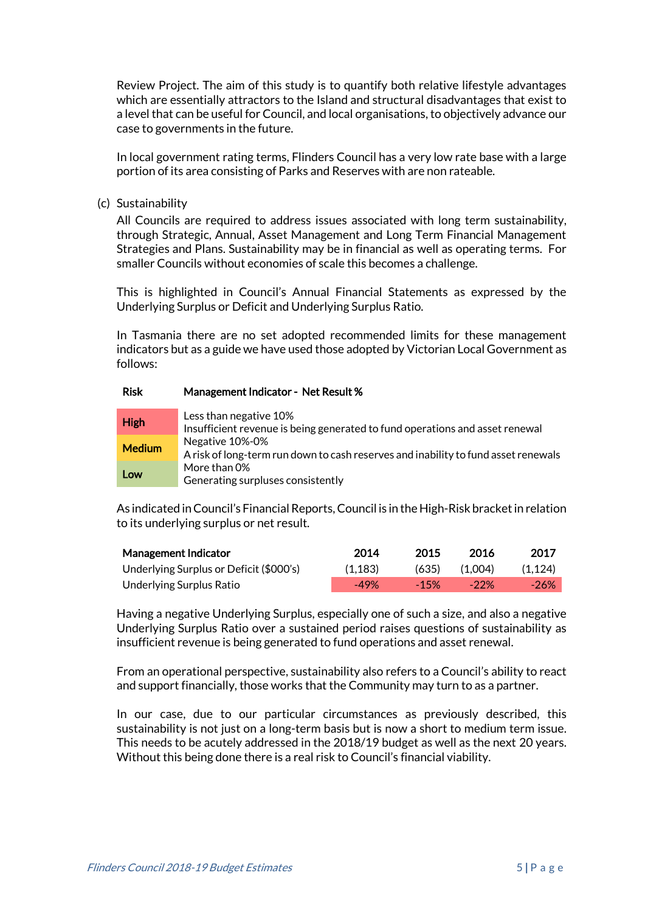Review Project. The aim of this study is to quantify both relative lifestyle advantages which are essentially attractors to the Island and structural disadvantages that exist to a level that can be useful for Council, and local organisations, to objectively advance our case to governments in the future.

In local government rating terms, Flinders Council has a very low rate base with a large portion of its area consisting of Parks and Reserves with are non rateable.

(c) Sustainability

All Councils are required to address issues associated with long term sustainability, through Strategic, Annual, Asset Management and Long Term Financial Management Strategies and Plans. Sustainability may be in financial as well as operating terms. For smaller Councils without economies of scale this becomes a challenge.

This is highlighted in Council's Annual Financial Statements as expressed by the Underlying Surplus or Deficit and Underlying Surplus Ratio.

In Tasmania there are no set adopted recommended limits for these management indicators but as a guide we have used those adopted by Victorian Local Government as follows:

| Risk | Management Indicator - Net Result % |
|---|---|
| High | Less than negative 10%<br>Insufficient revenue is being generated to fund operations and asset renewal |
| Medium | Negative 10%-0%<br>A risk of long-term run down to cash reserves and inability to fund asset renewals |
| Low | More than 0%<br>Generating surpluses consistently |

As indicated in Council's Financial Reports, Council is in the High-Risk bracket in relation to its underlying surplus or net result.

| Management Indicator | 2014 | 2015 | 2016 | 2017 |
|---|---|---|---|---|
| Underlying Surplus or Deficit ($000's) | (1,183) | (635) | (1,004) | (1,124) |
| Underlying Surplus Ratio | -49% | -15% | -22% | -26% |

Having a negative Underlying Surplus, especially one of such a size, and also a negative Underlying Surplus Ratio over a sustained period raises questions of sustainability as insufficient revenue is being generated to fund operations and asset renewal.

From an operational perspective, sustainability also refers to a Council's ability to react and support financially, those works that the Community may turn to as a partner.

In our case, due to our particular circumstances as previously described, this sustainability is not just on a long-term basis but is now a short to medium term issue. This needs to be acutely addressed in the 2018/19 budget as well as the next 20 years. Without this being done there is a real risk to Council's financial viability.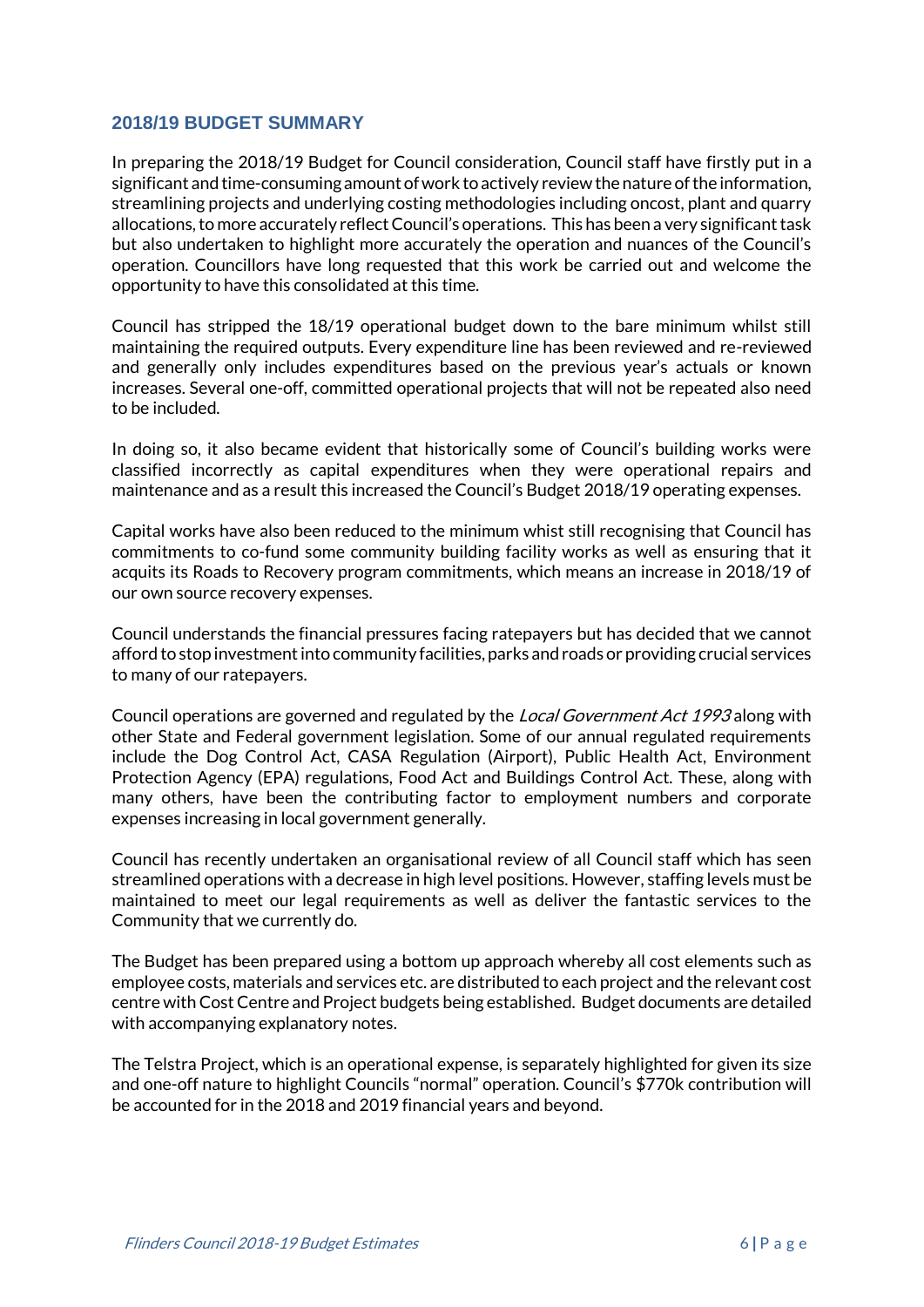## 2018/19 BUDGET SUMMARY

In preparing the 2018/19 Budget for Council consideration, Council staff have firstly put in a significant and time-consuming amount of work to actively review the nature of the information, streamlining projects and underlying costing methodologies including oncost, plant and quarry allocations, to more accurately reflect Council's operations. This has been a very significant task but also undertaken to highlight more accurately the operation and nuances of the Council's operation. Councillors have long requested that this work be carried out and welcome the opportunity to have this consolidated at this time.

Council has stripped the 18/19 operational budget down to the bare minimum whilst still maintaining the required outputs. Every expenditure line has been reviewed and re-reviewed and generally only includes expenditures based on the previous year's actuals or known increases. Several one-off, committed operational projects that will not be repeated also need to be included.

In doing so, it also became evident that historically some of Council's building works were classified incorrectly as capital expenditures when they were operational repairs and maintenance and as a result this increased the Council's Budget 2018/19 operating expenses.

Capital works have also been reduced to the minimum whist still recognising that Council has commitments to co-fund some community building facility works as well as ensuring that it acquits its Roads to Recovery program commitments, which means an increase in 2018/19 of our own source recovery expenses.

Council understands the financial pressures facing ratepayers but has decided that we cannot afford to stop investment into community facilities, parks and roads or providing crucial services to many of our ratepayers.

Council operations are governed and regulated by the *Local Government Act 1993* along with other State and Federal government legislation. Some of our annual regulated requirements include the Dog Control Act, CASA Regulation (Airport), Public Health Act, Environment Protection Agency (EPA) regulations, Food Act and Buildings Control Act. These, along with many others, have been the contributing factor to employment numbers and corporate expenses increasing in local government generally.

Council has recently undertaken an organisational review of all Council staff which has seen streamlined operations with a decrease in high level positions. However, staffing levels must be maintained to meet our legal requirements as well as deliver the fantastic services to the Community that we currently do.

The Budget has been prepared using a bottom up approach whereby all cost elements such as employee costs, materials and services etc. are distributed to each project and the relevant cost centre with Cost Centre and Project budgets being established. Budget documents are detailed with accompanying explanatory notes.

The Telstra Project, which is an operational expense, is separately highlighted for given its size and one-off nature to highlight Councils "normal" operation. Council's $770k contribution will be accounted for in the 2018 and 2019 financial years and beyond.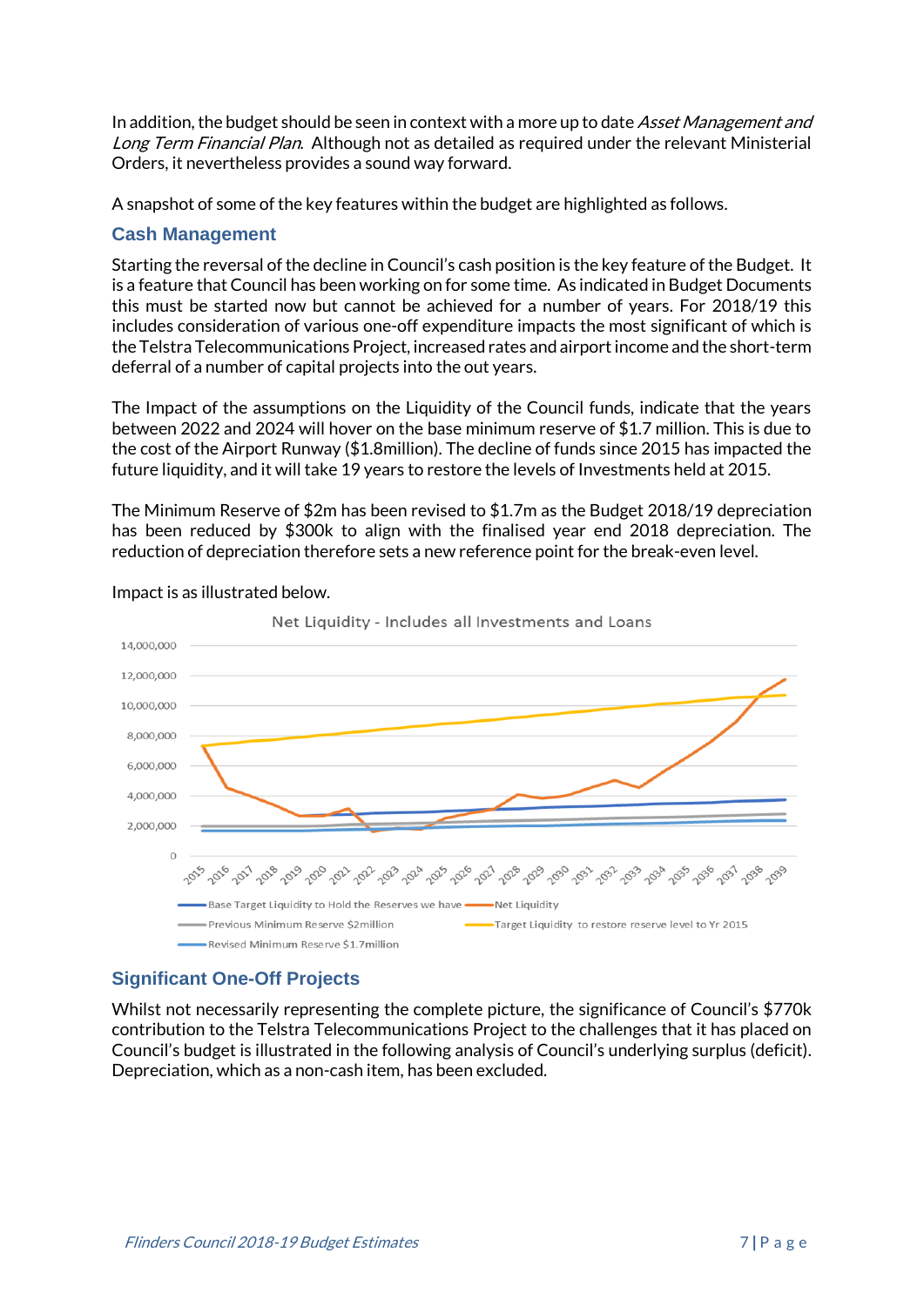In addition, the budget should be seen in context with a more up to date *Asset Management and Long Term Financial Plan*. Although not as detailed as required under the relevant Ministerial Orders, it nevertheless provides a sound way forward.

A snapshot of some of the key features within the budget are highlighted as follows.

## Cash Management

Starting the reversal of the decline in Council's cash position is the key feature of the Budget. It is a feature that Council has been working on for some time. As indicated in Budget Documents this must be started now but cannot be achieved for a number of years. For 2018/19 this includes consideration of various one-off expenditure impacts the most significant of which is the Telstra Telecommunications Project, increased rates and airport income and the short-term deferral of a number of capital projects into the out years.

The Impact of the assumptions on the Liquidity of the Council funds, indicate that the years between 2022 and 2024 will hover on the base minimum reserve of $1.7 million. This is due to the cost of the Airport Runway ($1.8million). The decline of funds since 2015 has impacted the future liquidity, and it will take 19 years to restore the levels of Investments held at 2015.

The Minimum Reserve of $2m has been revised to $1.7m as the Budget 2018/19 depreciation has been reduced by $300k to align with the finalised year end 2018 depreciation. The reduction of depreciation therefore sets a new reference point for the break-even level.

Impact is as illustrated below.

## Significant One-Off Projects

Whilst not necessarily representing the complete picture, the significance of Council's $770k contribution to the Telstra Telecommunications Project to the challenges that it has placed on Council's budget is illustrated in the following analysis of Council's underlying surplus (deficit). Depreciation, which as a non-cash item, has been excluded.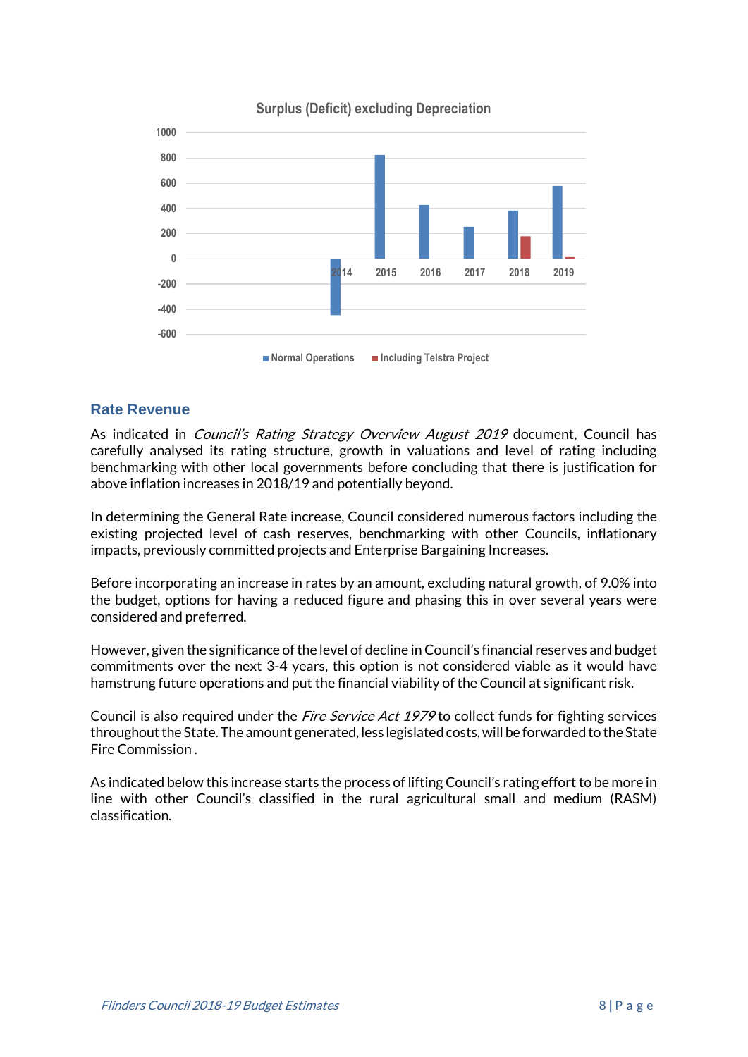Surplus (Deficit) excluding Depreciation

## Rate Revenue

As indicated in *Council's Rating Strategy Overview August 2019* document, Council has carefully analysed its rating structure, growth in valuations and level of rating including benchmarking with other local governments before concluding that there is justification for above inflation increases in 2018/19 and potentially beyond.

In determining the General Rate increase, Council considered numerous factors including the existing projected level of cash reserves, benchmarking with other Councils, inflationary impacts, previously committed projects and Enterprise Bargaining Increases.

Before incorporating an increase in rates by an amount, excluding natural growth, of 9.0% into the budget, options for having a reduced figure and phasing this in over several years were considered and preferred.

However, given the significance of the level of decline in Council's financial reserves and budget commitments over the next 3-4 years, this option is not considered viable as it would have hamstrung future operations and put the financial viability of the Council at significant risk.

Council is also required under the *Fire Service Act 1979* to collect funds for fighting services throughout the State. The amount generated, less legislated costs, will be forwarded to the State Fire Commission .

As indicated below this increase starts the process of lifting Council's rating effort to be more in line with other Council's classified in the rural agricultural small and medium (RASM) classification.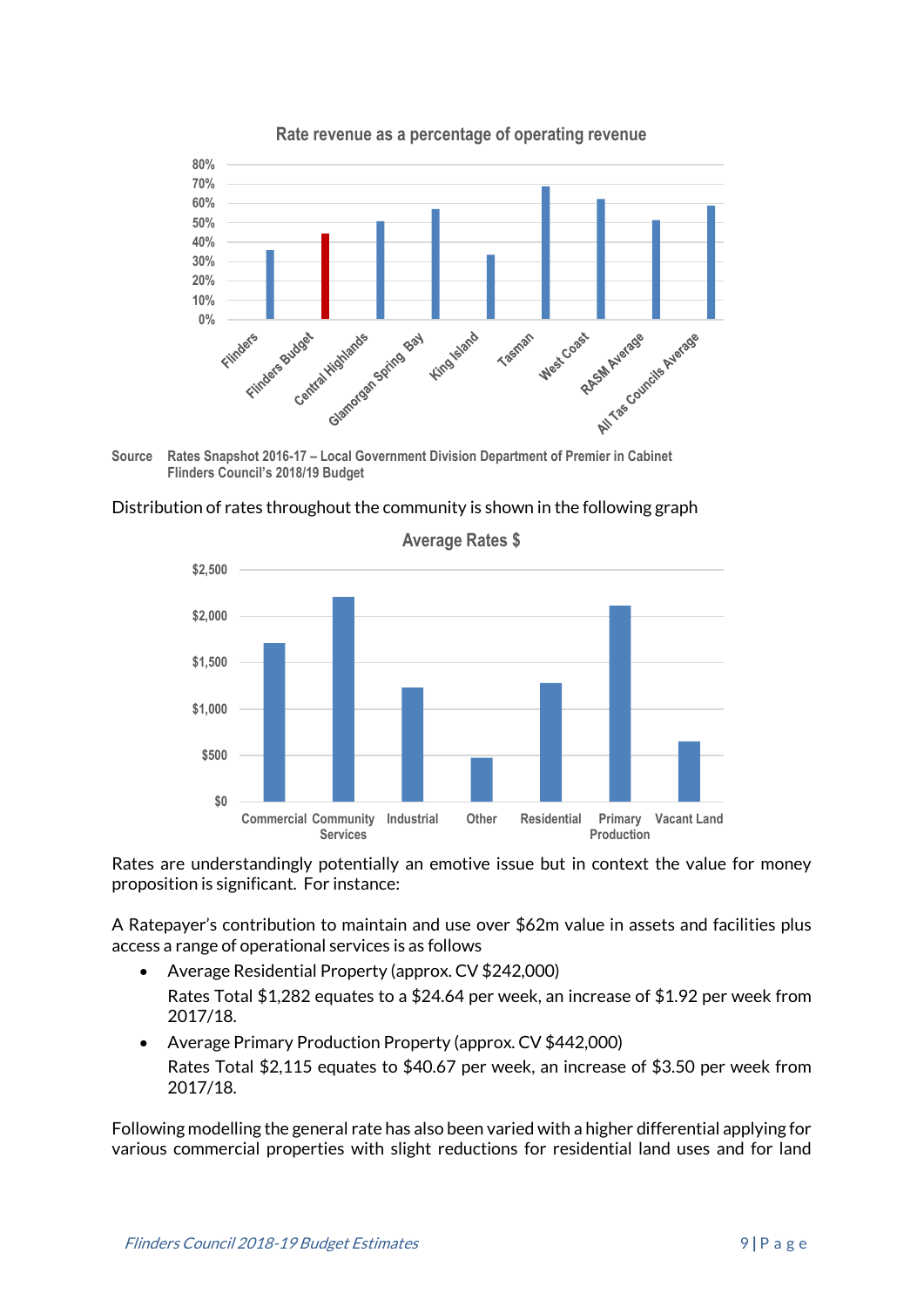**Rate revenue as a percentage of operating revenue**

Source Rates Snapshot 2016-17 – Local Government Division Department of Premier in Cabinet
Flinders Council's 2018/19 Budget

Distribution of rates throughout the community is shown in the following graph

**Average Rates $**

Rates are understandingly potentially an emotive issue but in context the value for money proposition is significant. For instance:

A Ratepayer's contribution to maintain and use over $62m value in assets and facilities plus access a range of operational services is as follows

- Average Residential Property (approx. CV $242,000)
  Rates Total $1,282 equates to a $24.64 per week, an increase of $1.92 per week from 2017/18.
- Average Primary Production Property (approx. CV $442,000)
  Rates Total $2,115 equates to $40.67 per week, an increase of $3.50 per week from 2017/18.

Following modelling the general rate has also been varied with a higher differential applying for various commercial properties with slight reductions for residential land uses and for land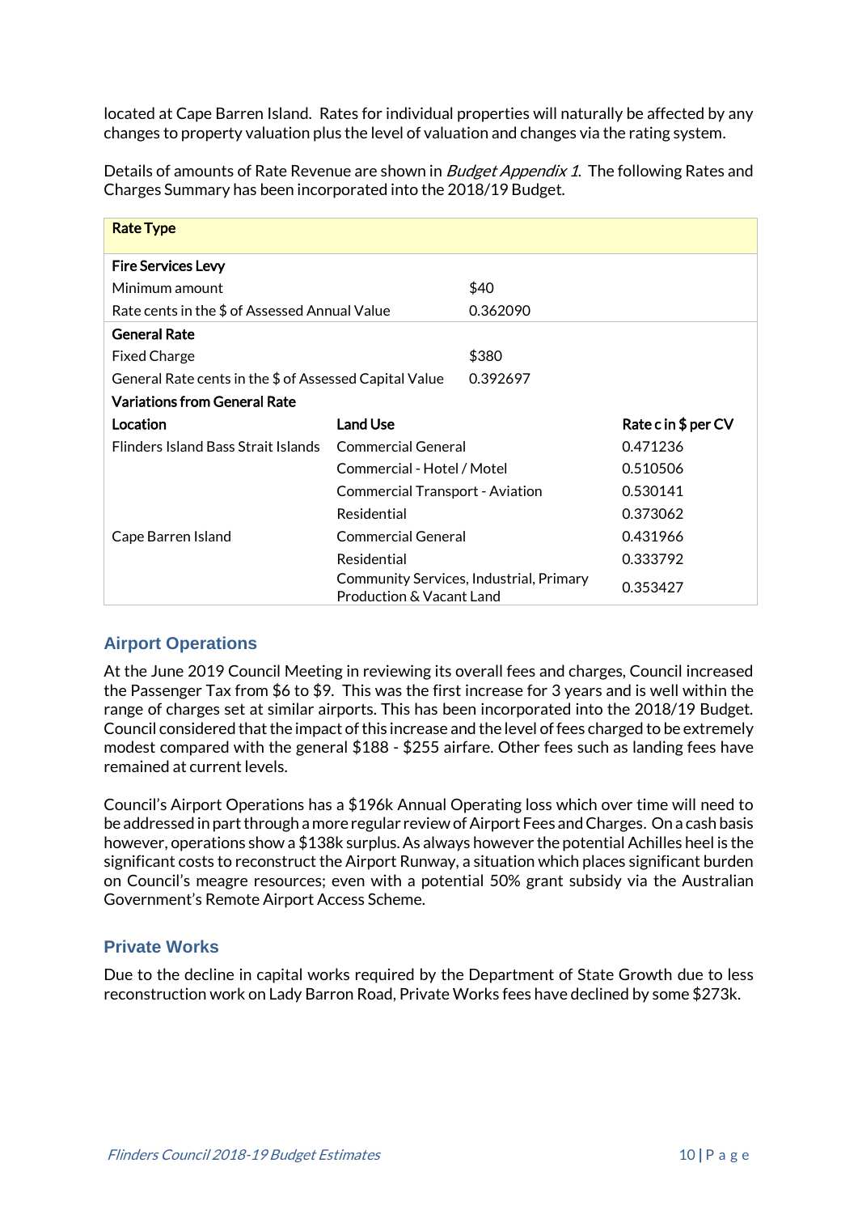located at Cape Barren Island. Rates for individual properties will naturally be affected by any changes to property valuation plus the level of valuation and changes via the rating system.

Details of amounts of Rate Revenue are shown in *Budget Appendix 1*. The following Rates and Charges Summary has been incorporated into the 2018/19 Budget.

| **Rate Type** | | |
|---|---|---|
| **Fire Services Levy** | | |
| Minimum amount | $40 | |
| Rate cents in the $ of Assessed Annual Value | 0.362090 | |
| **General Rate** | | |
| Fixed Charge | $380 | |
| General Rate cents in the $ of Assessed Capital Value | 0.392697 | |
| **Variations from General Rate** | | |
| **Location** | **Land Use** | **Rate c in $ per CV** |
| Flinders Island Bass Strait Islands | Commercial General | 0.471236 |
| | Commercial - Hotel / Motel | 0.510506 |
| | Commercial Transport - Aviation | 0.530141 |
| | Residential | 0.373062 |
| Cape Barren Island | Commercial General | 0.431966 |
| | Residential | 0.333792 |
| | Community Services, Industrial, Primary Production & Vacant Land | 0.353427 |

## Airport Operations

At the June 2019 Council Meeting in reviewing its overall fees and charges, Council increased the Passenger Tax from $6 to $9. This was the first increase for 3 years and is well within the range of charges set at similar airports. This has been incorporated into the 2018/19 Budget. Council considered that the impact of this increase and the level of fees charged to be extremely modest compared with the general $188 - $255 airfare. Other fees such as landing fees have remained at current levels.

Council's Airport Operations has a $196k Annual Operating loss which over time will need to be addressed in part through a more regular review of Airport Fees and Charges. On a cash basis however, operations show a $138k surplus. As always however the potential Achilles heel is the significant costs to reconstruct the Airport Runway, a situation which places significant burden on Council's meagre resources; even with a potential 50% grant subsidy via the Australian Government's Remote Airport Access Scheme.

## Private Works

Due to the decline in capital works required by the Department of State Growth due to less reconstruction work on Lady Barron Road, Private Works fees have declined by some $273k.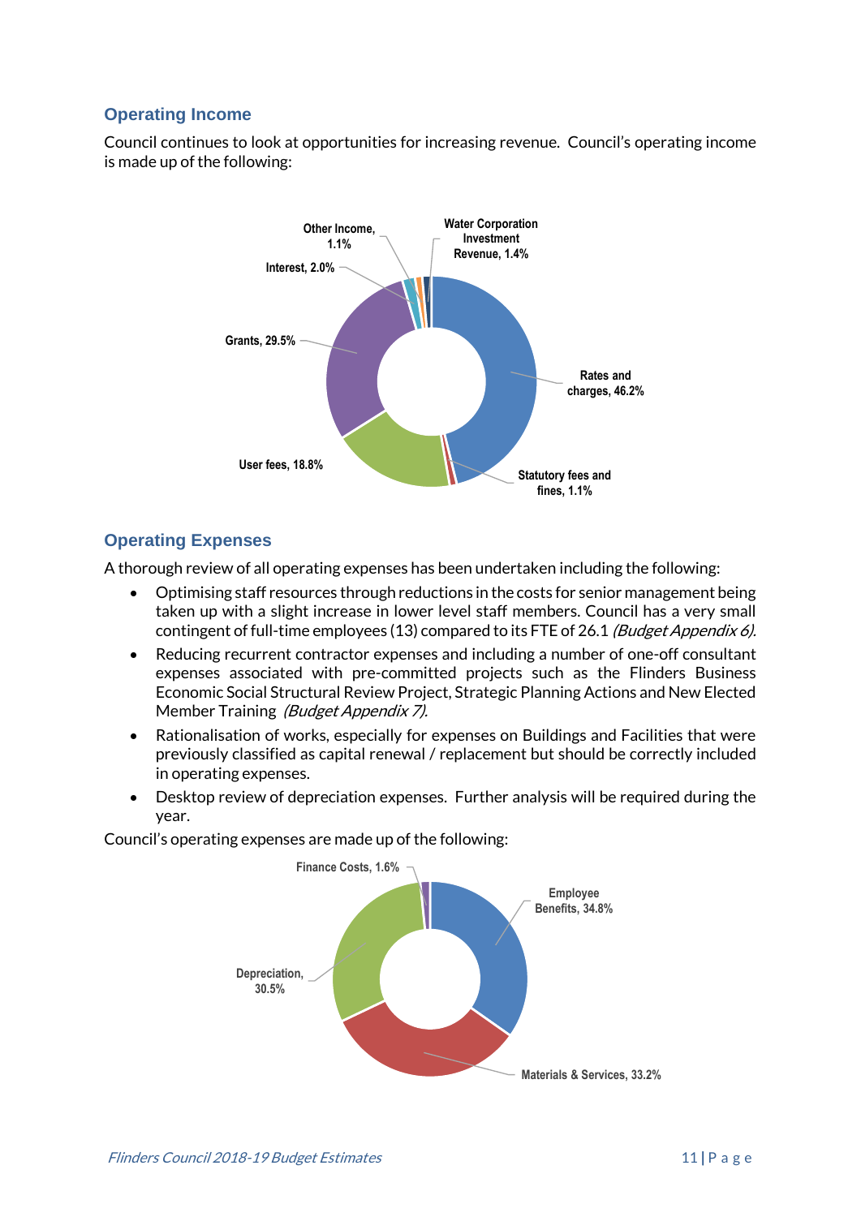## Operating Income

Council continues to look at opportunities for increasing revenue. Council's operating income is made up of the following:

Other Income, 1.1%
Water Corporation Investment Revenue, 1.4%
Interest, 2.0%
Grants, 29.5%
Rates and charges, 46.2%
User fees, 18.8%
Statutory fees and fines, 1.1%

## Operating Expenses

A thorough review of all operating expenses has been undertaken including the following:

- Optimising staff resources through reductions in the costs for senior management being taken up with a slight increase in lower level staff members. Council has a very small contingent of full-time employees (13) compared to its FTE of 26.1 *(Budget Appendix 6).*
- Reducing recurrent contractor expenses and including a number of one-off consultant expenses associated with pre-committed projects such as the Flinders Business Economic Social Structural Review Project, Strategic Planning Actions and New Elected Member Training *(Budget Appendix 7).*
- Rationalisation of works, especially for expenses on Buildings and Facilities that were previously classified as capital renewal / replacement but should be correctly included in operating expenses.
- Desktop review of depreciation expenses. Further analysis will be required during the year.

Council's operating expenses are made up of the following:

Finance Costs, 1.6%
Employee Benefits, 34.8%
Depreciation, 30.5%
Materials & Services, 33.2%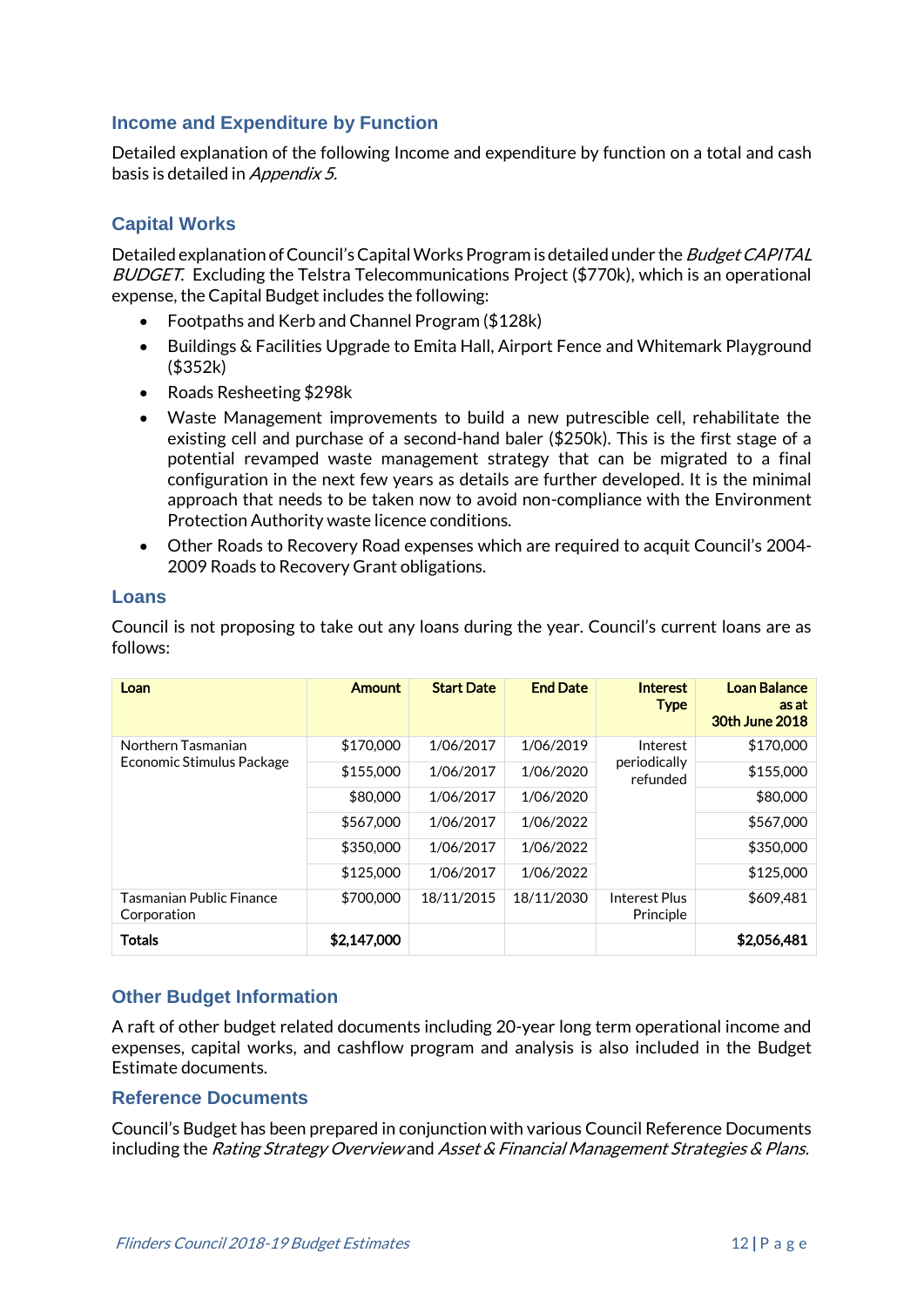## Income and Expenditure by Function

Detailed explanation of the following Income and expenditure by function on a total and cash basis is detailed in *Appendix 5.*

## Capital Works

Detailed explanation of Council's Capital Works Program is detailed under the *Budget CAPITAL BUDGET.* Excluding the Telstra Telecommunications Project ($770k), which is an operational expense, the Capital Budget includes the following:

- Footpaths and Kerb and Channel Program ($128k)
- Buildings & Facilities Upgrade to Emita Hall, Airport Fence and Whitemark Playground ($352k)
- Roads Resheeting $298k
- Waste Management improvements to build a new putrescible cell, rehabilitate the existing cell and purchase of a second-hand baler ($250k). This is the first stage of a potential revamped waste management strategy that can be migrated to a final configuration in the next few years as details are further developed. It is the minimal approach that needs to be taken now to avoid non-compliance with the Environment Protection Authority waste licence conditions.
- Other Roads to Recovery Road expenses which are required to acquit Council's 2004-2009 Roads to Recovery Grant obligations.

## Loans

Council is not proposing to take out any loans during the year. Council's current loans are as follows:

| Loan | Amount | Start Date | End Date | Interest Type | Loan Balance as at 30th June 2018 |
|---|---|---|---|---|---|
| Northern Tasmanian Economic Stimulus Package | $170,000 | 1/06/2017 | 1/06/2019 | Interest periodically refunded | $170,000 |
| | $155,000 | 1/06/2017 | 1/06/2020 | | $155,000 |
| | $80,000 | 1/06/2017 | 1/06/2020 | | $80,000 |
| | $567,000 | 1/06/2017 | 1/06/2022 | | $567,000 |
| | $350,000 | 1/06/2017 | 1/06/2022 | | $350,000 |
| | $125,000 | 1/06/2017 | 1/06/2022 | | $125,000 |
| Tasmanian Public Finance Corporation | $700,000 | 18/11/2015 | 18/11/2030 | Interest Plus Principle | $609,481 |
| **Totals** | **$2,147,000** | | | | **$2,056,481** |

## Other Budget Information

A raft of other budget related documents including 20-year long term operational income and expenses, capital works, and cashflow program and analysis is also included in the Budget Estimate documents.

## Reference Documents

Council's Budget has been prepared in conjunction with various Council Reference Documents including the *Rating Strategy Overview* and *Asset & Financial Management Strategies & Plans.*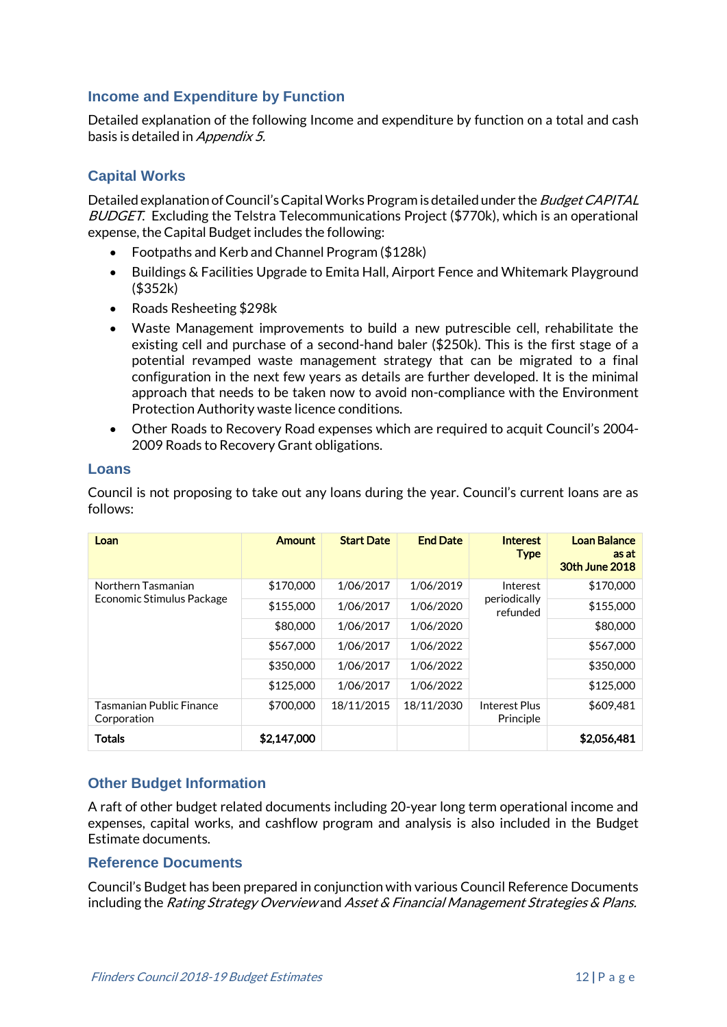## Income and Expenditure by Function

Detailed explanation of the following Income and expenditure by function on a total and cash basis is detailed in *Appendix 5.*

## Capital Works

Detailed explanation of Council's Capital Works Program is detailed under the *Budget CAPITAL BUDGET.* Excluding the Telstra Telecommunications Project ($770k), which is an operational expense, the Capital Budget includes the following:

- Footpaths and Kerb and Channel Program ($128k)
- Buildings & Facilities Upgrade to Emita Hall, Airport Fence and Whitemark Playground ($352k)
- Roads Resheeting $298k
- Waste Management improvements to build a new putrescible cell, rehabilitate the existing cell and purchase of a second-hand baler ($250k). This is the first stage of a potential revamped waste management strategy that can be migrated to a final configuration in the next few years as details are further developed. It is the minimal approach that needs to be taken now to avoid non-compliance with the Environment Protection Authority waste licence conditions.
- Other Roads to Recovery Road expenses which are required to acquit Council's 2004-2009 Roads to Recovery Grant obligations.

## Loans

Council is not proposing to take out any loans during the year. Council's current loans are as follows:

| Loan | Amount | Start Date | End Date | Interest Type | Loan Balance as at 30th June 2018 |
|---|---|---|---|---|---|
| Northern Tasmanian Economic Stimulus Package | $170,000 | 1/06/2017 | 1/06/2019 | Interest periodically refunded | $170,000 |
| | $155,000 | 1/06/2017 | 1/06/2020 | | $155,000 |
| | $80,000 | 1/06/2017 | 1/06/2020 | | $80,000 |
| | $567,000 | 1/06/2017 | 1/06/2022 | | $567,000 |
| | $350,000 | 1/06/2017 | 1/06/2022 | | $350,000 |
| | $125,000 | 1/06/2017 | 1/06/2022 | | $125,000 |
| Tasmanian Public Finance Corporation | $700,000 | 18/11/2015 | 18/11/2030 | Interest Plus Principle | $609,481 |
| **Totals** | **$2,147,000** | | | | **$2,056,481** |

## Other Budget Information

A raft of other budget related documents including 20-year long term operational income and expenses, capital works, and cashflow program and analysis is also included in the Budget Estimate documents.

## Reference Documents

Council's Budget has been prepared in conjunction with various Council Reference Documents including the *Rating Strategy Overview* and *Asset & Financial Management Strategies & Plans.*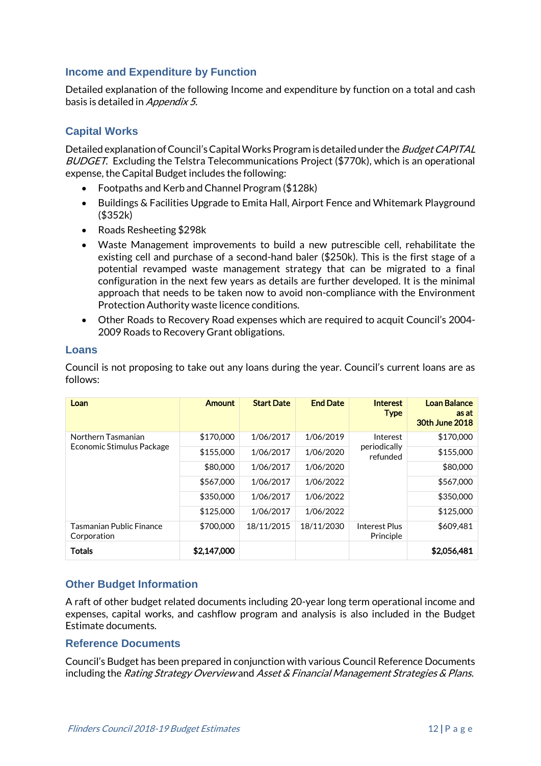## Income and Expenditure by Function

Detailed explanation of the following Income and expenditure by function on a total and cash basis is detailed in *Appendix 5.*

## Capital Works

Detailed explanation of Council's Capital Works Program is detailed under the *Budget CAPITAL BUDGET.* Excluding the Telstra Telecommunications Project ($770k), which is an operational expense, the Capital Budget includes the following:

- Footpaths and Kerb and Channel Program ($128k)
- Buildings & Facilities Upgrade to Emita Hall, Airport Fence and Whitemark Playground ($352k)
- Roads Resheeting $298k
- Waste Management improvements to build a new putrescible cell, rehabilitate the existing cell and purchase of a second-hand baler ($250k). This is the first stage of a potential revamped waste management strategy that can be migrated to a final configuration in the next few years as details are further developed. It is the minimal approach that needs to be taken now to avoid non-compliance with the Environment Protection Authority waste licence conditions.
- Other Roads to Recovery Road expenses which are required to acquit Council's 2004-2009 Roads to Recovery Grant obligations.

## Loans

Council is not proposing to take out any loans during the year. Council's current loans are as follows:

| Loan | Amount | Start Date | End Date | Interest Type | Loan Balance as at 30th June 2018 |
|---|---|---|---|---|---|
| Northern Tasmanian Economic Stimulus Package | $170,000 | 1/06/2017 | 1/06/2019 | Interest periodically refunded | $170,000 |
| | $155,000 | 1/06/2017 | 1/06/2020 | | $155,000 |
| | $80,000 | 1/06/2017 | 1/06/2020 | | $80,000 |
| | $567,000 | 1/06/2017 | 1/06/2022 | | $567,000 |
| | $350,000 | 1/06/2017 | 1/06/2022 | | $350,000 |
| | $125,000 | 1/06/2017 | 1/06/2022 | | $125,000 |
| Tasmanian Public Finance Corporation | $700,000 | 18/11/2015 | 18/11/2030 | Interest Plus Principle | $609,481 |
| **Totals** | **$2,147,000** | | | | **$2,056,481** |

## Other Budget Information

A raft of other budget related documents including 20-year long term operational income and expenses, capital works, and cashflow program and analysis is also included in the Budget Estimate documents.

## Reference Documents

Council's Budget has been prepared in conjunction with various Council Reference Documents including the *Rating Strategy Overview* and *Asset & Financial Management Strategies & Plans.*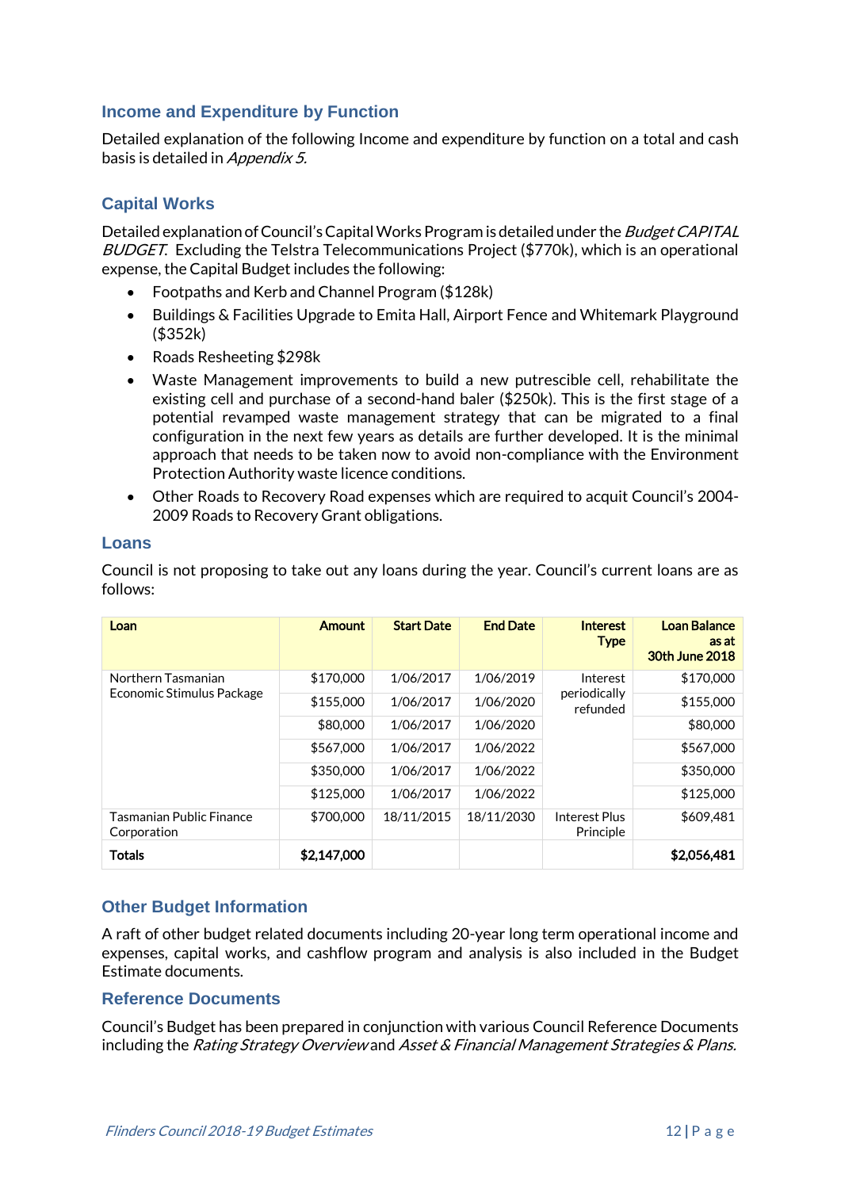## Income and Expenditure by Function

Detailed explanation of the following Income and expenditure by function on a total and cash basis is detailed in *Appendix 5.*

## Capital Works

Detailed explanation of Council's Capital Works Program is detailed under the *Budget CAPITAL BUDGET.* Excluding the Telstra Telecommunications Project ($770k), which is an operational expense, the Capital Budget includes the following:

- Footpaths and Kerb and Channel Program ($128k)
- Buildings & Facilities Upgrade to Emita Hall, Airport Fence and Whitemark Playground ($352k)
- Roads Resheeting $298k
- Waste Management improvements to build a new putrescible cell, rehabilitate the existing cell and purchase of a second-hand baler ($250k). This is the first stage of a potential revamped waste management strategy that can be migrated to a final configuration in the next few years as details are further developed. It is the minimal approach that needs to be taken now to avoid non-compliance with the Environment Protection Authority waste licence conditions.
- Other Roads to Recovery Road expenses which are required to acquit Council's 2004-2009 Roads to Recovery Grant obligations.

## Loans

Council is not proposing to take out any loans during the year. Council's current loans are as follows:

| Loan | Amount | Start Date | End Date | Interest Type | Loan Balance as at 30th June 2018 |
|---|---|---|---|---|---|
| Northern Tasmanian Economic Stimulus Package | $170,000 | 1/06/2017 | 1/06/2019 | Interest periodically refunded | $170,000 |
| | $155,000 | 1/06/2017 | 1/06/2020 | | $155,000 |
| | $80,000 | 1/06/2017 | 1/06/2020 | | $80,000 |
| | $567,000 | 1/06/2017 | 1/06/2022 | | $567,000 |
| | $350,000 | 1/06/2017 | 1/06/2022 | | $350,000 |
| | $125,000 | 1/06/2017 | 1/06/2022 | | $125,000 |
| Tasmanian Public Finance Corporation | $700,000 | 18/11/2015 | 18/11/2030 | Interest Plus Principle | $609,481 |
| **Totals** | **$2,147,000** | | | | **$2,056,481** |

## Other Budget Information

A raft of other budget related documents including 20-year long term operational income and expenses, capital works, and cashflow program and analysis is also included in the Budget Estimate documents.

## Reference Documents

Council's Budget has been prepared in conjunction with various Council Reference Documents including the *Rating Strategy Overview* and *Asset & Financial Management Strategies & Plans.*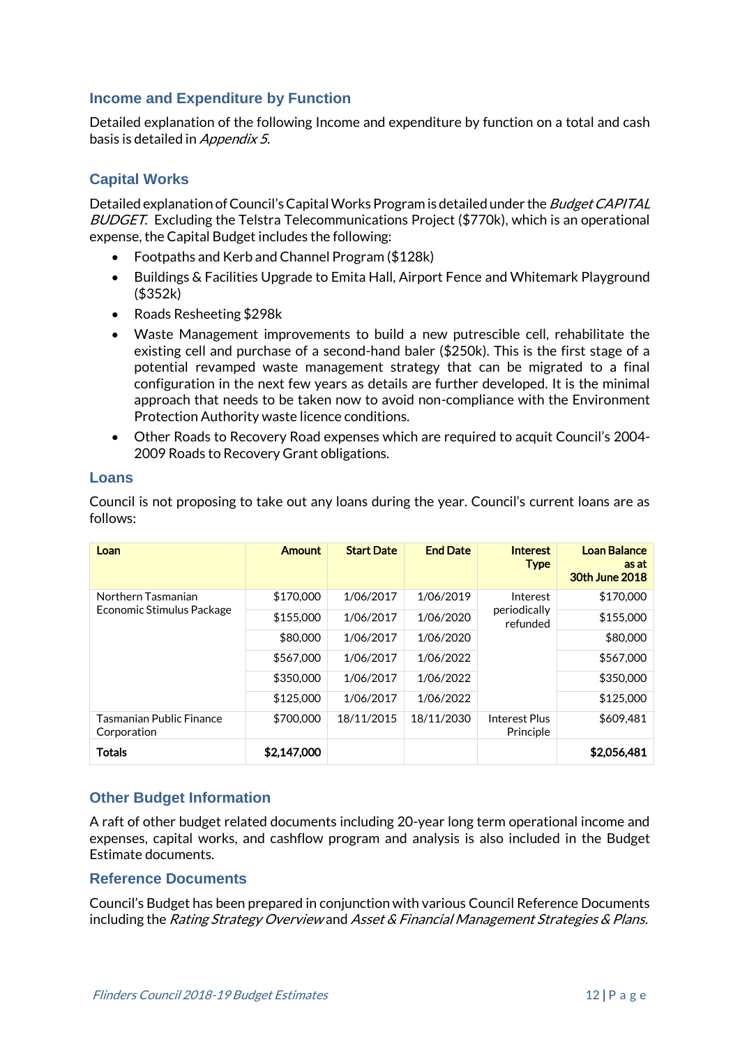## Income and Expenditure by Function

Detailed explanation of the following Income and expenditure by function on a total and cash basis is detailed in *Appendix 5.*

## Capital Works

Detailed explanation of Council's Capital Works Program is detailed under the *Budget CAPITAL BUDGET.* Excluding the Telstra Telecommunications Project ($770k), which is an operational expense, the Capital Budget includes the following:

- Footpaths and Kerb and Channel Program ($128k)
- Buildings & Facilities Upgrade to Emita Hall, Airport Fence and Whitemark Playground ($352k)
- Roads Resheeting $298k
- Waste Management improvements to build a new putrescible cell, rehabilitate the existing cell and purchase of a second-hand baler ($250k). This is the first stage of a potential revamped waste management strategy that can be migrated to a final configuration in the next few years as details are further developed. It is the minimal approach that needs to be taken now to avoid non-compliance with the Environment Protection Authority waste licence conditions.
- Other Roads to Recovery Road expenses which are required to acquit Council's 2004-2009 Roads to Recovery Grant obligations.

## Loans

Council is not proposing to take out any loans during the year. Council's current loans are as follows:

| Loan | Amount | Start Date | End Date | Interest Type | Loan Balance as at 30th June 2018 |
|---|---|---|---|---|---|
| Northern Tasmanian Economic Stimulus Package | $170,000 | 1/06/2017 | 1/06/2019 | Interest periodically refunded | $170,000 |
| | $155,000 | 1/06/2017 | 1/06/2020 | | $155,000 |
| | $80,000 | 1/06/2017 | 1/06/2020 | | $80,000 |
| | $567,000 | 1/06/2017 | 1/06/2022 | | $567,000 |
| | $350,000 | 1/06/2017 | 1/06/2022 | | $350,000 |
| | $125,000 | 1/06/2017 | 1/06/2022 | | $125,000 |
| Tasmanian Public Finance Corporation | $700,000 | 18/11/2015 | 18/11/2030 | Interest Plus Principle | $609,481 |
| **Totals** | **$2,147,000** | | | | **$2,056,481** |

## Other Budget Information

A raft of other budget related documents including 20-year long term operational income and expenses, capital works, and cashflow program and analysis is also included in the Budget Estimate documents.

## Reference Documents

Council's Budget has been prepared in conjunction with various Council Reference Documents including the *Rating Strategy Overview* and *Asset & Financial Management Strategies & Plans.*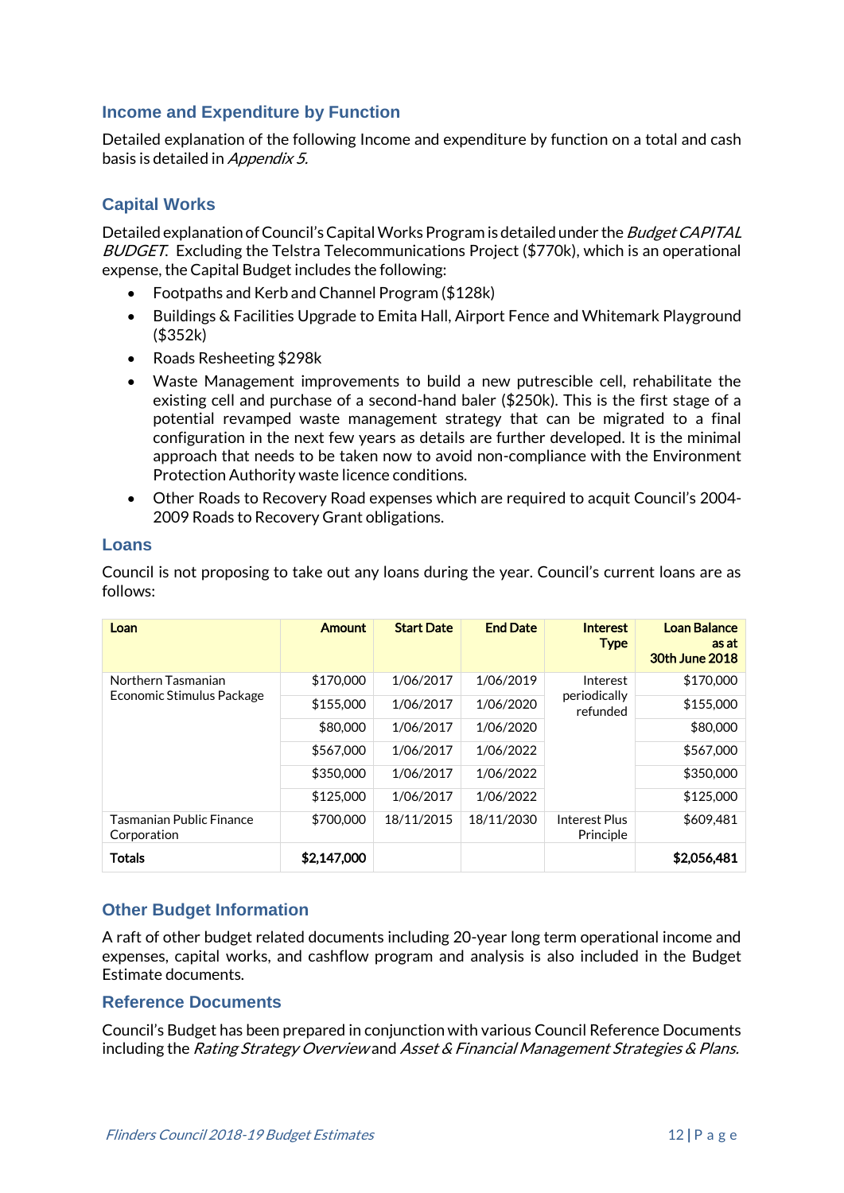## Income and Expenditure by Function

Detailed explanation of the following Income and expenditure by function on a total and cash basis is detailed in *Appendix 5.*

## Capital Works

Detailed explanation of Council's Capital Works Program is detailed under the *Budget CAPITAL BUDGET.* Excluding the Telstra Telecommunications Project ($770k), which is an operational expense, the Capital Budget includes the following:

- Footpaths and Kerb and Channel Program ($128k)
- Buildings & Facilities Upgrade to Emita Hall, Airport Fence and Whitemark Playground ($352k)
- Roads Resheeting $298k
- Waste Management improvements to build a new putrescible cell, rehabilitate the existing cell and purchase of a second-hand baler ($250k). This is the first stage of a potential revamped waste management strategy that can be migrated to a final configuration in the next few years as details are further developed. It is the minimal approach that needs to be taken now to avoid non-compliance with the Environment Protection Authority waste licence conditions.
- Other Roads to Recovery Road expenses which are required to acquit Council's 2004-2009 Roads to Recovery Grant obligations.

## Loans

Council is not proposing to take out any loans during the year. Council's current loans are as follows:

| Loan | Amount | Start Date | End Date | Interest Type | Loan Balance as at 30th June 2018 |
|---|---|---|---|---|---|
| Northern Tasmanian Economic Stimulus Package | $170,000 | 1/06/2017 | 1/06/2019 | Interest periodically refunded | $170,000 |
| | $155,000 | 1/06/2017 | 1/06/2020 | | $155,000 |
| | $80,000 | 1/06/2017 | 1/06/2020 | | $80,000 |
| | $567,000 | 1/06/2017 | 1/06/2022 | | $567,000 |
| | $350,000 | 1/06/2017 | 1/06/2022 | | $350,000 |
| | $125,000 | 1/06/2017 | 1/06/2022 | | $125,000 |
| Tasmanian Public Finance Corporation | $700,000 | 18/11/2015 | 18/11/2030 | Interest Plus Principle | $609,481 |
| **Totals** | **$2,147,000** | | | | **$2,056,481** |

## Other Budget Information

A raft of other budget related documents including 20-year long term operational income and expenses, capital works, and cashflow program and analysis is also included in the Budget Estimate documents.

## Reference Documents

Council's Budget has been prepared in conjunction with various Council Reference Documents including the *Rating Strategy Overview* and *Asset & Financial Management Strategies & Plans.*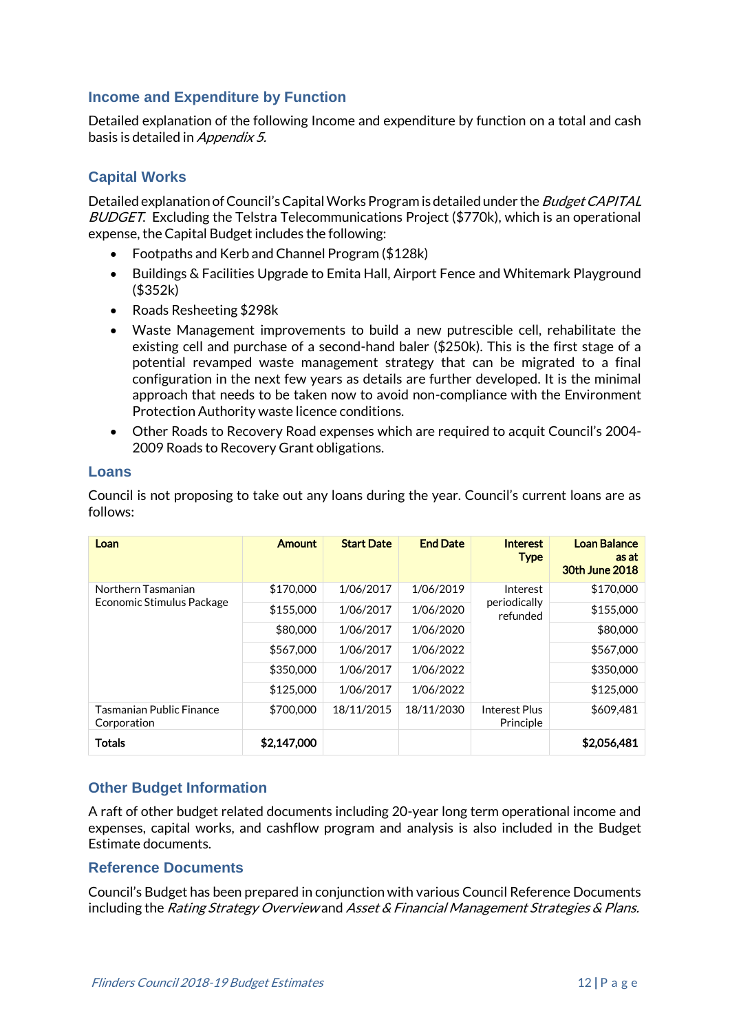## Income and Expenditure by Function

Detailed explanation of the following Income and expenditure by function on a total and cash basis is detailed in *Appendix 5.*

## Capital Works

Detailed explanation of Council's Capital Works Program is detailed under the *Budget CAPITAL BUDGET.* Excluding the Telstra Telecommunications Project ($770k), which is an operational expense, the Capital Budget includes the following:

- Footpaths and Kerb and Channel Program ($128k)
- Buildings & Facilities Upgrade to Emita Hall, Airport Fence and Whitemark Playground ($352k)
- Roads Resheeting $298k
- Waste Management improvements to build a new putrescible cell, rehabilitate the existing cell and purchase of a second-hand baler ($250k). This is the first stage of a potential revamped waste management strategy that can be migrated to a final configuration in the next few years as details are further developed. It is the minimal approach that needs to be taken now to avoid non-compliance with the Environment Protection Authority waste licence conditions.
- Other Roads to Recovery Road expenses which are required to acquit Council's 2004-2009 Roads to Recovery Grant obligations.

## Loans

Council is not proposing to take out any loans during the year. Council's current loans are as follows:

| Loan | Amount | Start Date | End Date | Interest Type | Loan Balance as at 30th June 2018 |
|---|---|---|---|---|---|
| Northern Tasmanian Economic Stimulus Package | $170,000 | 1/06/2017 | 1/06/2019 | Interest periodically refunded | $170,000 |
| | $155,000 | 1/06/2017 | 1/06/2020 | | $155,000 |
| | $80,000 | 1/06/2017 | 1/06/2020 | | $80,000 |
| | $567,000 | 1/06/2017 | 1/06/2022 | | $567,000 |
| | $350,000 | 1/06/2017 | 1/06/2022 | | $350,000 |
| | $125,000 | 1/06/2017 | 1/06/2022 | | $125,000 |
| Tasmanian Public Finance Corporation | $700,000 | 18/11/2015 | 18/11/2030 | Interest Plus Principle | $609,481 |
| **Totals** | **$2,147,000** | | | | **$2,056,481** |

## Other Budget Information

A raft of other budget related documents including 20-year long term operational income and expenses, capital works, and cashflow program and analysis is also included in the Budget Estimate documents.

## Reference Documents

Council's Budget has been prepared in conjunction with various Council Reference Documents including the *Rating Strategy Overview* and *Asset & Financial Management Strategies & Plans.*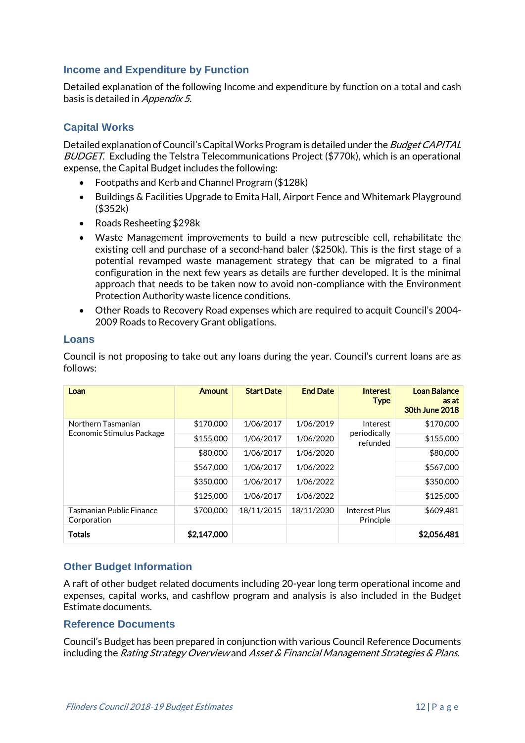## Income and Expenditure by Function

Detailed explanation of the following Income and expenditure by function on a total and cash basis is detailed in *Appendix 5.*

## Capital Works

Detailed explanation of Council's Capital Works Program is detailed under the *Budget CAPITAL BUDGET.* Excluding the Telstra Telecommunications Project ($770k), which is an operational expense, the Capital Budget includes the following:

- Footpaths and Kerb and Channel Program ($128k)
- Buildings & Facilities Upgrade to Emita Hall, Airport Fence and Whitemark Playground ($352k)
- Roads Resheeting $298k
- Waste Management improvements to build a new putrescible cell, rehabilitate the existing cell and purchase of a second-hand baler ($250k). This is the first stage of a potential revamped waste management strategy that can be migrated to a final configuration in the next few years as details are further developed. It is the minimal approach that needs to be taken now to avoid non-compliance with the Environment Protection Authority waste licence conditions.
- Other Roads to Recovery Road expenses which are required to acquit Council's 2004-2009 Roads to Recovery Grant obligations.

## Loans

Council is not proposing to take out any loans during the year. Council's current loans are as follows:

| Loan | Amount | Start Date | End Date | Interest Type | Loan Balance as at 30th June 2018 |
|---|---|---|---|---|---|
| Northern Tasmanian Economic Stimulus Package | $170,000 | 1/06/2017 | 1/06/2019 | Interest periodically refunded | $170,000 |
| | $155,000 | 1/06/2017 | 1/06/2020 | | $155,000 |
| | $80,000 | 1/06/2017 | 1/06/2020 | | $80,000 |
| | $567,000 | 1/06/2017 | 1/06/2022 | | $567,000 |
| | $350,000 | 1/06/2017 | 1/06/2022 | | $350,000 |
| | $125,000 | 1/06/2017 | 1/06/2022 | | $125,000 |
| Tasmanian Public Finance Corporation | $700,000 | 18/11/2015 | 18/11/2030 | Interest Plus Principle | $609,481 |
| **Totals** | **$2,147,000** | | | | **$2,056,481** |

## Other Budget Information

A raft of other budget related documents including 20-year long term operational income and expenses, capital works, and cashflow program and analysis is also included in the Budget Estimate documents.

## Reference Documents

Council's Budget has been prepared in conjunction with various Council Reference Documents including the *Rating Strategy Overview* and *Asset & Financial Management Strategies & Plans.*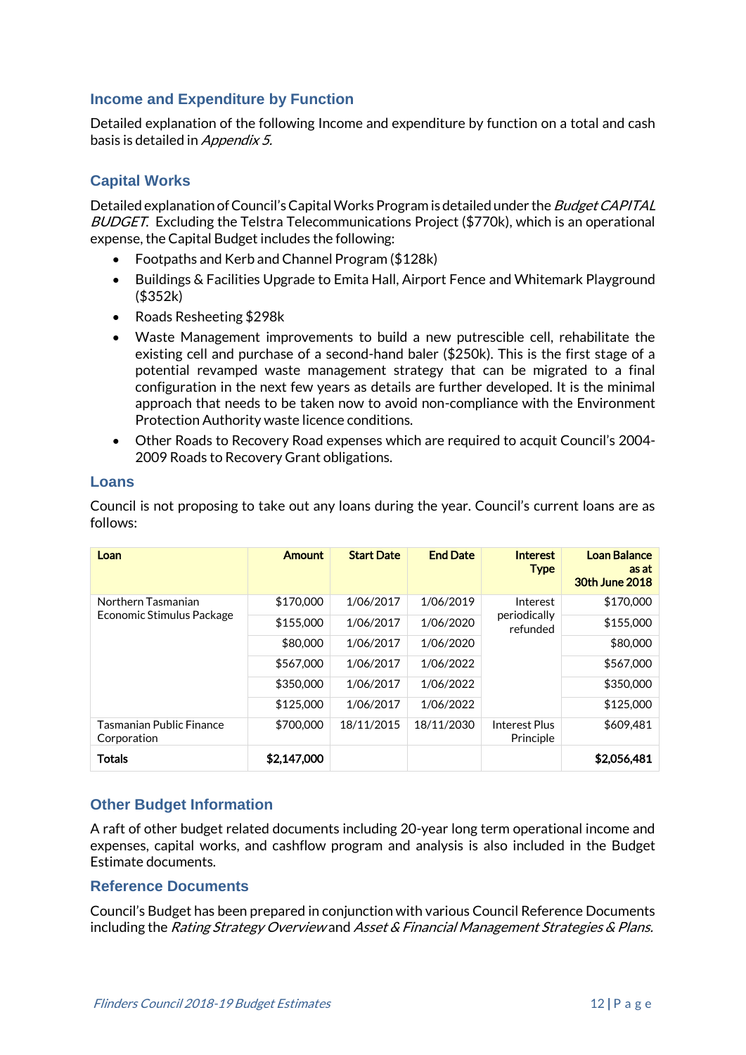## Income and Expenditure by Function

Detailed explanation of the following Income and expenditure by function on a total and cash basis is detailed in *Appendix 5.*

## Capital Works

Detailed explanation of Council's Capital Works Program is detailed under the *Budget CAPITAL BUDGET.* Excluding the Telstra Telecommunications Project ($770k), which is an operational expense, the Capital Budget includes the following:

- Footpaths and Kerb and Channel Program ($128k)
- Buildings & Facilities Upgrade to Emita Hall, Airport Fence and Whitemark Playground ($352k)
- Roads Resheeting $298k
- Waste Management improvements to build a new putrescible cell, rehabilitate the existing cell and purchase of a second-hand baler ($250k). This is the first stage of a potential revamped waste management strategy that can be migrated to a final configuration in the next few years as details are further developed. It is the minimal approach that needs to be taken now to avoid non-compliance with the Environment Protection Authority waste licence conditions.
- Other Roads to Recovery Road expenses which are required to acquit Council's 2004-2009 Roads to Recovery Grant obligations.

## Loans

Council is not proposing to take out any loans during the year. Council's current loans are as follows:

| Loan | Amount | Start Date | End Date | Interest Type | Loan Balance as at 30th June 2018 |
|---|---|---|---|---|---|
| Northern Tasmanian Economic Stimulus Package | $170,000 | 1/06/2017 | 1/06/2019 | Interest periodically refunded | $170,000 |
| | $155,000 | 1/06/2017 | 1/06/2020 | | $155,000 |
| | $80,000 | 1/06/2017 | 1/06/2020 | | $80,000 |
| | $567,000 | 1/06/2017 | 1/06/2022 | | $567,000 |
| | $350,000 | 1/06/2017 | 1/06/2022 | | $350,000 |
| | $125,000 | 1/06/2017 | 1/06/2022 | | $125,000 |
| Tasmanian Public Finance Corporation | $700,000 | 18/11/2015 | 18/11/2030 | Interest Plus Principle | $609,481 |
| **Totals** | **$2,147,000** | | | | **$2,056,481** |

## Other Budget Information

A raft of other budget related documents including 20-year long term operational income and expenses, capital works, and cashflow program and analysis is also included in the Budget Estimate documents.

## Reference Documents

Council's Budget has been prepared in conjunction with various Council Reference Documents including the *Rating Strategy Overview* and *Asset & Financial Management Strategies & Plans.*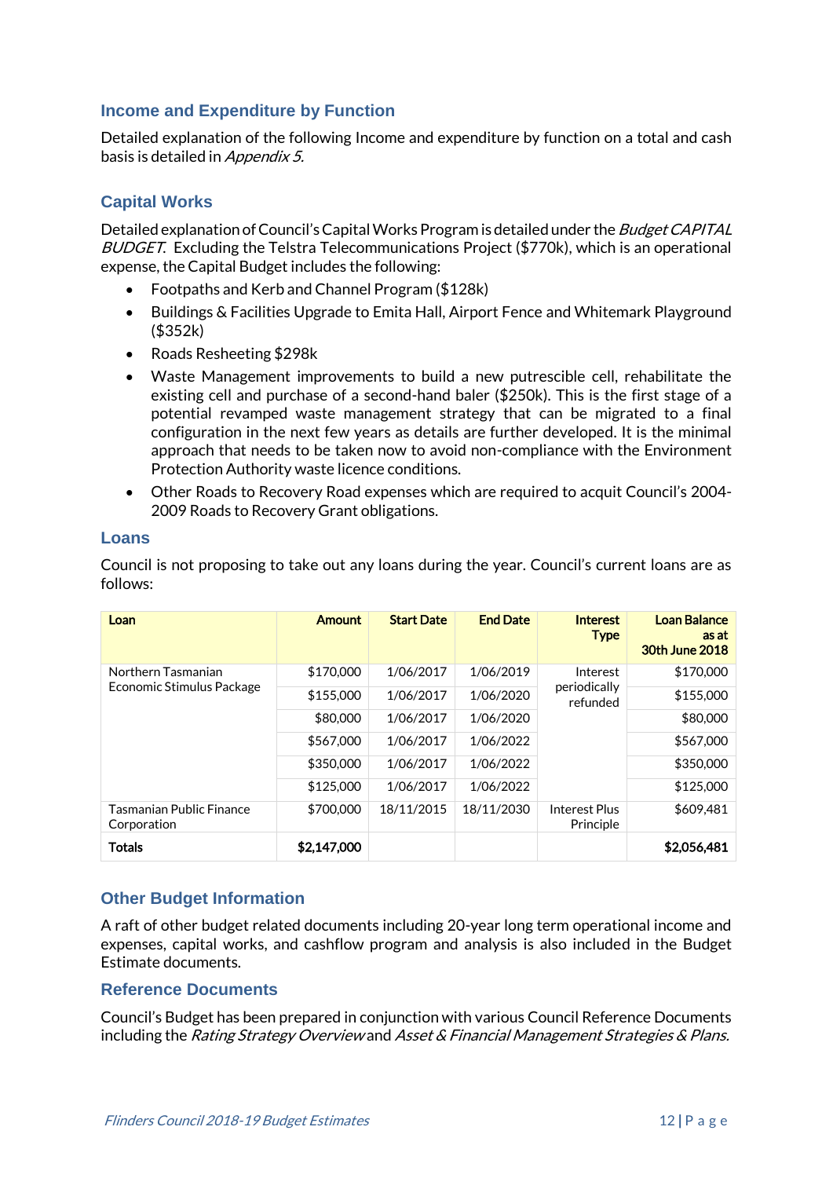## Income and Expenditure by Function

Detailed explanation of the following Income and expenditure by function on a total and cash basis is detailed in *Appendix 5.*

## Capital Works

Detailed explanation of Council's Capital Works Program is detailed under the *Budget CAPITAL BUDGET.* Excluding the Telstra Telecommunications Project ($770k), which is an operational expense, the Capital Budget includes the following:

- Footpaths and Kerb and Channel Program ($128k)
- Buildings & Facilities Upgrade to Emita Hall, Airport Fence and Whitemark Playground ($352k)
- Roads Resheeting $298k
- Waste Management improvements to build a new putrescible cell, rehabilitate the existing cell and purchase of a second-hand baler ($250k). This is the first stage of a potential revamped waste management strategy that can be migrated to a final configuration in the next few years as details are further developed. It is the minimal approach that needs to be taken now to avoid non-compliance with the Environment Protection Authority waste licence conditions.
- Other Roads to Recovery Road expenses which are required to acquit Council's 2004-2009 Roads to Recovery Grant obligations.

## Loans

Council is not proposing to take out any loans during the year. Council's current loans are as follows:

| Loan | Amount | Start Date | End Date | Interest Type | Loan Balance as at 30th June 2018 |
|---|---|---|---|---|---|
| Northern Tasmanian Economic Stimulus Package | $170,000 | 1/06/2017 | 1/06/2019 | Interest periodically refunded | $170,000 |
| | $155,000 | 1/06/2017 | 1/06/2020 | | $155,000 |
| | $80,000 | 1/06/2017 | 1/06/2020 | | $80,000 |
| | $567,000 | 1/06/2017 | 1/06/2022 | | $567,000 |
| | $350,000 | 1/06/2017 | 1/06/2022 | | $350,000 |
| | $125,000 | 1/06/2017 | 1/06/2022 | | $125,000 |
| Tasmanian Public Finance Corporation | $700,000 | 18/11/2015 | 18/11/2030 | Interest Plus Principle | $609,481 |
| **Totals** | **$2,147,000** | | | | **$2,056,481** |

## Other Budget Information

A raft of other budget related documents including 20-year long term operational income and expenses, capital works, and cashflow program and analysis is also included in the Budget Estimate documents.

## Reference Documents

Council's Budget has been prepared in conjunction with various Council Reference Documents including the *Rating Strategy Overview* and *Asset & Financial Management Strategies & Plans.*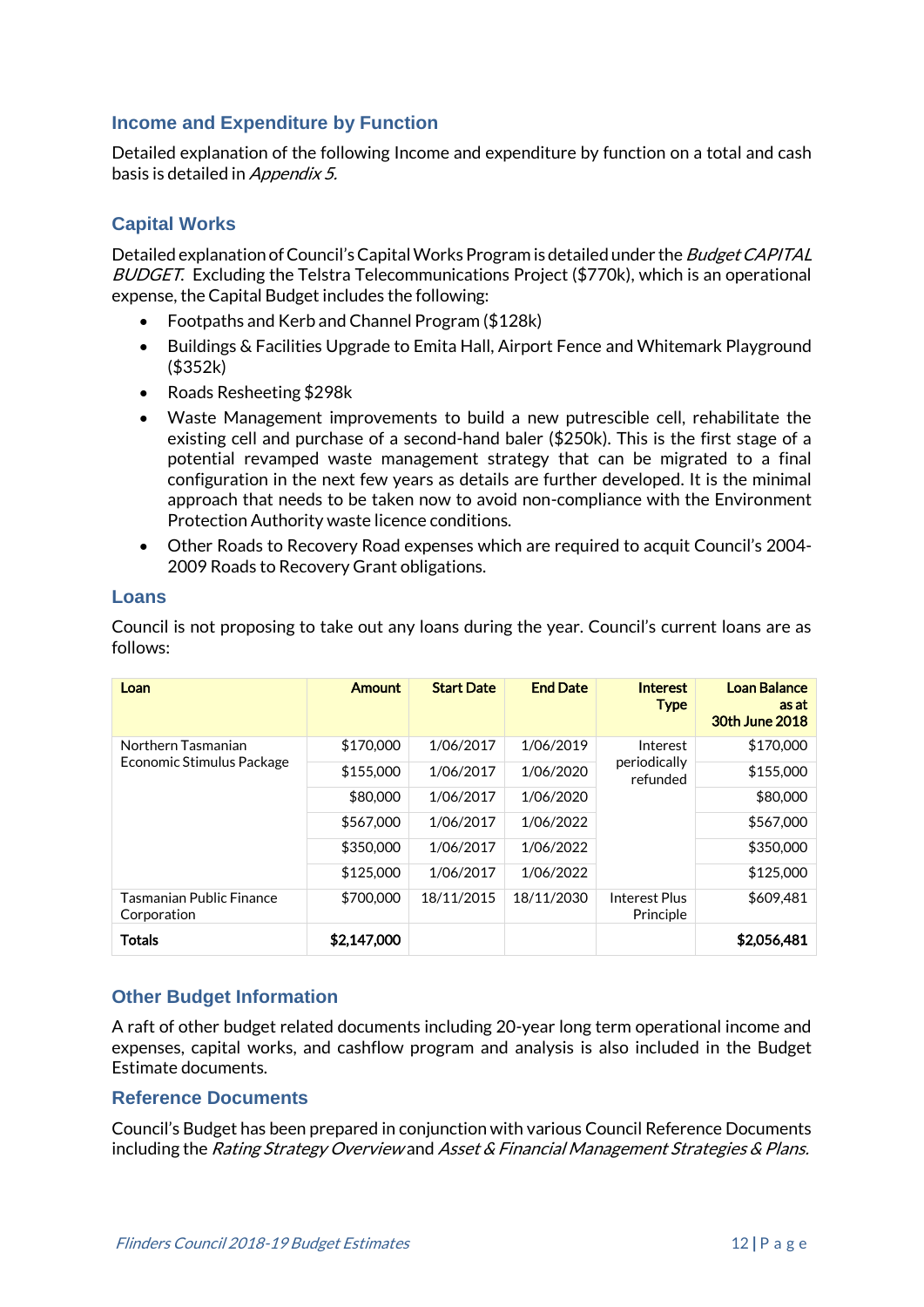## Income and Expenditure by Function

Detailed explanation of the following Income and expenditure by function on a total and cash basis is detailed in *Appendix 5.*

## Capital Works

Detailed explanation of Council's Capital Works Program is detailed under the *Budget CAPITAL BUDGET.* Excluding the Telstra Telecommunications Project ($770k), which is an operational expense, the Capital Budget includes the following:

- Footpaths and Kerb and Channel Program ($128k)
- Buildings & Facilities Upgrade to Emita Hall, Airport Fence and Whitemark Playground ($352k)
- Roads Resheeting $298k
- Waste Management improvements to build a new putrescible cell, rehabilitate the existing cell and purchase of a second-hand baler ($250k). This is the first stage of a potential revamped waste management strategy that can be migrated to a final configuration in the next few years as details are further developed. It is the minimal approach that needs to be taken now to avoid non-compliance with the Environment Protection Authority waste licence conditions.
- Other Roads to Recovery Road expenses which are required to acquit Council's 2004-2009 Roads to Recovery Grant obligations.

## Loans

Council is not proposing to take out any loans during the year. Council's current loans are as follows:

| Loan | Amount | Start Date | End Date | Interest Type | Loan Balance as at 30th June 2018 |
|---|---|---|---|---|---|
| Northern Tasmanian Economic Stimulus Package | $170,000 | 1/06/2017 | 1/06/2019 | Interest periodically refunded | $170,000 |
| | $155,000 | 1/06/2017 | 1/06/2020 | | $155,000 |
| | $80,000 | 1/06/2017 | 1/06/2020 | | $80,000 |
| | $567,000 | 1/06/2017 | 1/06/2022 | | $567,000 |
| | $350,000 | 1/06/2017 | 1/06/2022 | | $350,000 |
| | $125,000 | 1/06/2017 | 1/06/2022 | | $125,000 |
| Tasmanian Public Finance Corporation | $700,000 | 18/11/2015 | 18/11/2030 | Interest Plus Principle | $609,481 |
| **Totals** | **$2,147,000** | | | | **$2,056,481** |

## Other Budget Information

A raft of other budget related documents including 20-year long term operational income and expenses, capital works, and cashflow program and analysis is also included in the Budget Estimate documents.

## Reference Documents

Council's Budget has been prepared in conjunction with various Council Reference Documents including the *Rating Strategy Overview* and *Asset & Financial Management Strategies & Plans.*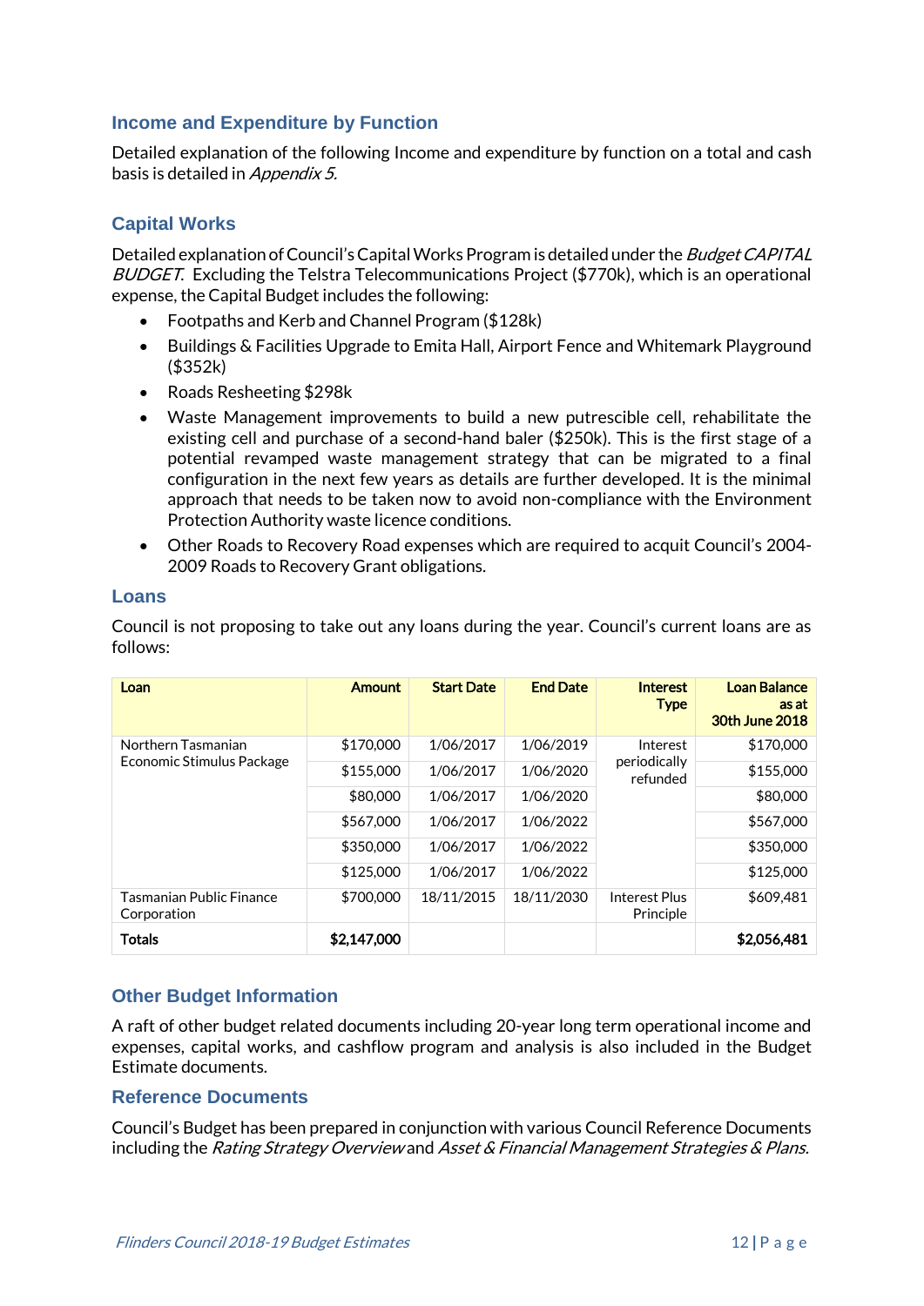## Income and Expenditure by Function

Detailed explanation of the following Income and expenditure by function on a total and cash basis is detailed in *Appendix 5.*

## Capital Works

Detailed explanation of Council's Capital Works Program is detailed under the *Budget CAPITAL BUDGET.* Excluding the Telstra Telecommunications Project ($770k), which is an operational expense, the Capital Budget includes the following:

- Footpaths and Kerb and Channel Program ($128k)
- Buildings & Facilities Upgrade to Emita Hall, Airport Fence and Whitemark Playground ($352k)
- Roads Resheeting $298k
- Waste Management improvements to build a new putrescible cell, rehabilitate the existing cell and purchase of a second-hand baler ($250k). This is the first stage of a potential revamped waste management strategy that can be migrated to a final configuration in the next few years as details are further developed. It is the minimal approach that needs to be taken now to avoid non-compliance with the Environment Protection Authority waste licence conditions.
- Other Roads to Recovery Road expenses which are required to acquit Council's 2004-2009 Roads to Recovery Grant obligations.

## Loans

Council is not proposing to take out any loans during the year. Council's current loans are as follows:

| Loan | Amount | Start Date | End Date | Interest Type | Loan Balance as at 30th June 2018 |
|---|---|---|---|---|---|
| Northern Tasmanian Economic Stimulus Package | $170,000 | 1/06/2017 | 1/06/2019 | Interest periodically refunded | $170,000 |
| | $155,000 | 1/06/2017 | 1/06/2020 | | $155,000 |
| | $80,000 | 1/06/2017 | 1/06/2020 | | $80,000 |
| | $567,000 | 1/06/2017 | 1/06/2022 | | $567,000 |
| | $350,000 | 1/06/2017 | 1/06/2022 | | $350,000 |
| | $125,000 | 1/06/2017 | 1/06/2022 | | $125,000 |
| Tasmanian Public Finance Corporation | $700,000 | 18/11/2015 | 18/11/2030 | Interest Plus Principle | $609,481 |
| **Totals** | **$2,147,000** | | | | **$2,056,481** |

## Other Budget Information

A raft of other budget related documents including 20-year long term operational income and expenses, capital works, and cashflow program and analysis is also included in the Budget Estimate documents.

## Reference Documents

Council's Budget has been prepared in conjunction with various Council Reference Documents including the *Rating Strategy Overview* and *Asset & Financial Management Strategies & Plans.*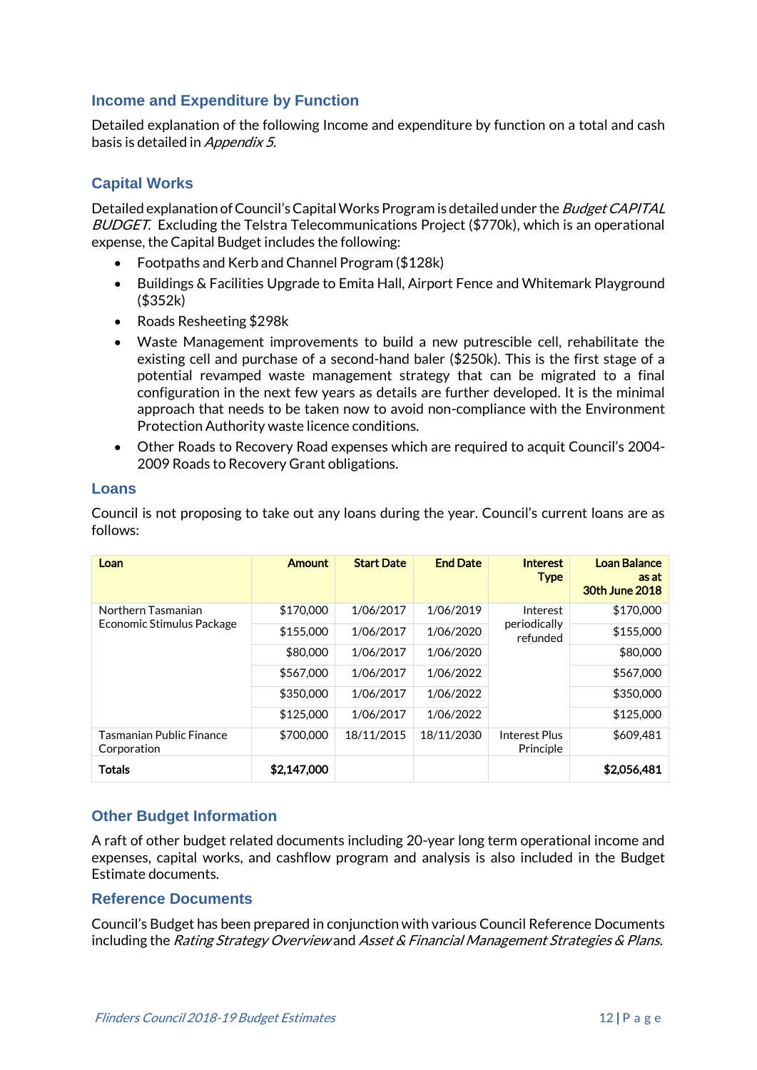## Income and Expenditure by Function

Detailed explanation of the following Income and expenditure by function on a total and cash basis is detailed in *Appendix 5.*

## Capital Works

Detailed explanation of Council's Capital Works Program is detailed under the *Budget CAPITAL BUDGET.* Excluding the Telstra Telecommunications Project ($770k), which is an operational expense, the Capital Budget includes the following:

- Footpaths and Kerb and Channel Program ($128k)
- Buildings & Facilities Upgrade to Emita Hall, Airport Fence and Whitemark Playground ($352k)
- Roads Resheeting $298k
- Waste Management improvements to build a new putrescible cell, rehabilitate the existing cell and purchase of a second-hand baler ($250k). This is the first stage of a potential revamped waste management strategy that can be migrated to a final configuration in the next few years as details are further developed. It is the minimal approach that needs to be taken now to avoid non-compliance with the Environment Protection Authority waste licence conditions.
- Other Roads to Recovery Road expenses which are required to acquit Council's 2004-2009 Roads to Recovery Grant obligations.

## Loans

Council is not proposing to take out any loans during the year. Council's current loans are as follows:

| Loan | Amount | Start Date | End Date | Interest Type | Loan Balance as at 30th June 2018 |
|---|---|---|---|---|---|
| Northern Tasmanian Economic Stimulus Package | $170,000 | 1/06/2017 | 1/06/2019 | Interest periodically refunded | $170,000 |
| | $155,000 | 1/06/2017 | 1/06/2020 | | $155,000 |
| | $80,000 | 1/06/2017 | 1/06/2020 | | $80,000 |
| | $567,000 | 1/06/2017 | 1/06/2022 | | $567,000 |
| | $350,000 | 1/06/2017 | 1/06/2022 | | $350,000 |
| | $125,000 | 1/06/2017 | 1/06/2022 | | $125,000 |
| Tasmanian Public Finance Corporation | $700,000 | 18/11/2015 | 18/11/2030 | Interest Plus Principle | $609,481 |
| **Totals** | **$2,147,000** | | | | **$2,056,481** |

## Other Budget Information

A raft of other budget related documents including 20-year long term operational income and expenses, capital works, and cashflow program and analysis is also included in the Budget Estimate documents.

## Reference Documents

Council's Budget has been prepared in conjunction with various Council Reference Documents including the *Rating Strategy Overview* and *Asset & Financial Management Strategies & Plans.*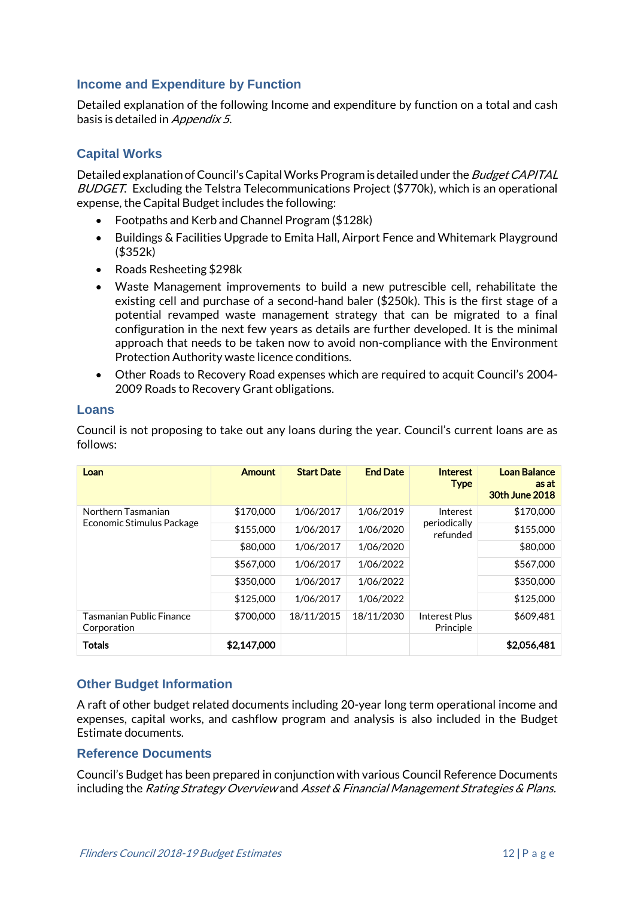## Income and Expenditure by Function

Detailed explanation of the following Income and expenditure by function on a total and cash basis is detailed in *Appendix 5.*

## Capital Works

Detailed explanation of Council's Capital Works Program is detailed under the *Budget CAPITAL BUDGET.* Excluding the Telstra Telecommunications Project ($770k), which is an operational expense, the Capital Budget includes the following:

- Footpaths and Kerb and Channel Program ($128k)
- Buildings & Facilities Upgrade to Emita Hall, Airport Fence and Whitemark Playground ($352k)
- Roads Resheeting $298k
- Waste Management improvements to build a new putrescible cell, rehabilitate the existing cell and purchase of a second-hand baler ($250k). This is the first stage of a potential revamped waste management strategy that can be migrated to a final configuration in the next few years as details are further developed. It is the minimal approach that needs to be taken now to avoid non-compliance with the Environment Protection Authority waste licence conditions.
- Other Roads to Recovery Road expenses which are required to acquit Council's 2004-2009 Roads to Recovery Grant obligations.

## Loans

Council is not proposing to take out any loans during the year. Council's current loans are as follows:

| Loan | Amount | Start Date | End Date | Interest Type | Loan Balance as at 30th June 2018 |
|---|---|---|---|---|---|
| Northern Tasmanian Economic Stimulus Package | $170,000 | 1/06/2017 | 1/06/2019 | Interest periodically refunded | $170,000 |
| | $155,000 | 1/06/2017 | 1/06/2020 | | $155,000 |
| | $80,000 | 1/06/2017 | 1/06/2020 | | $80,000 |
| | $567,000 | 1/06/2017 | 1/06/2022 | | $567,000 |
| | $350,000 | 1/06/2017 | 1/06/2022 | | $350,000 |
| | $125,000 | 1/06/2017 | 1/06/2022 | | $125,000 |
| Tasmanian Public Finance Corporation | $700,000 | 18/11/2015 | 18/11/2030 | Interest Plus Principle | $609,481 |
| **Totals** | **$2,147,000** | | | | **$2,056,481** |

## Other Budget Information

A raft of other budget related documents including 20-year long term operational income and expenses, capital works, and cashflow program and analysis is also included in the Budget Estimate documents.

## Reference Documents

Council's Budget has been prepared in conjunction with various Council Reference Documents including the *Rating Strategy Overview* and *Asset & Financial Management Strategies & Plans.*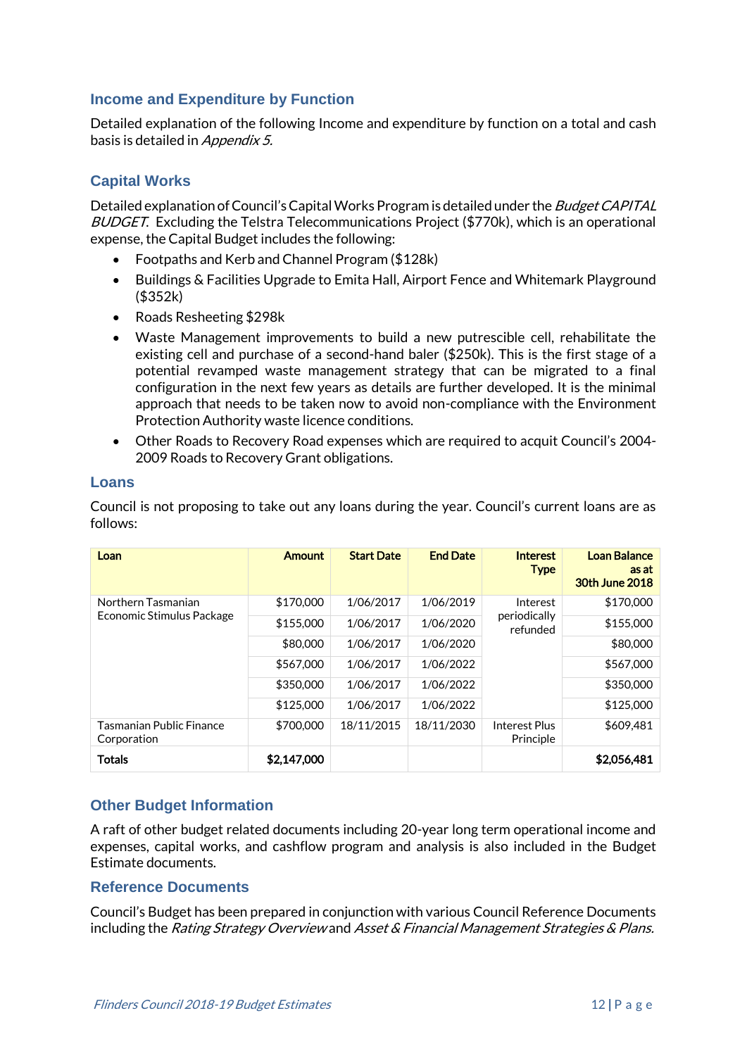## Income and Expenditure by Function

Detailed explanation of the following Income and expenditure by function on a total and cash basis is detailed in *Appendix 5.*

## Capital Works

Detailed explanation of Council's Capital Works Program is detailed under the *Budget CAPITAL BUDGET.* Excluding the Telstra Telecommunications Project ($770k), which is an operational expense, the Capital Budget includes the following:

- Footpaths and Kerb and Channel Program ($128k)
- Buildings & Facilities Upgrade to Emita Hall, Airport Fence and Whitemark Playground ($352k)
- Roads Resheeting $298k
- Waste Management improvements to build a new putrescible cell, rehabilitate the existing cell and purchase of a second-hand baler ($250k). This is the first stage of a potential revamped waste management strategy that can be migrated to a final configuration in the next few years as details are further developed. It is the minimal approach that needs to be taken now to avoid non-compliance with the Environment Protection Authority waste licence conditions.
- Other Roads to Recovery Road expenses which are required to acquit Council's 2004-2009 Roads to Recovery Grant obligations.

## Loans

Council is not proposing to take out any loans during the year. Council's current loans are as follows:

| Loan | Amount | Start Date | End Date | Interest Type | Loan Balance as at 30th June 2018 |
|---|---|---|---|---|---|
| Northern Tasmanian Economic Stimulus Package | $170,000 | 1/06/2017 | 1/06/2019 | Interest periodically refunded | $170,000 |
| | $155,000 | 1/06/2017 | 1/06/2020 | | $155,000 |
| | $80,000 | 1/06/2017 | 1/06/2020 | | $80,000 |
| | $567,000 | 1/06/2017 | 1/06/2022 | | $567,000 |
| | $350,000 | 1/06/2017 | 1/06/2022 | | $350,000 |
| | $125,000 | 1/06/2017 | 1/06/2022 | | $125,000 |
| Tasmanian Public Finance Corporation | $700,000 | 18/11/2015 | 18/11/2030 | Interest Plus Principle | $609,481 |
| **Totals** | **$2,147,000** | | | | **$2,056,481** |

## Other Budget Information

A raft of other budget related documents including 20-year long term operational income and expenses, capital works, and cashflow program and analysis is also included in the Budget Estimate documents.

## Reference Documents

Council's Budget has been prepared in conjunction with various Council Reference Documents including the *Rating Strategy Overview* and *Asset & Financial Management Strategies & Plans.*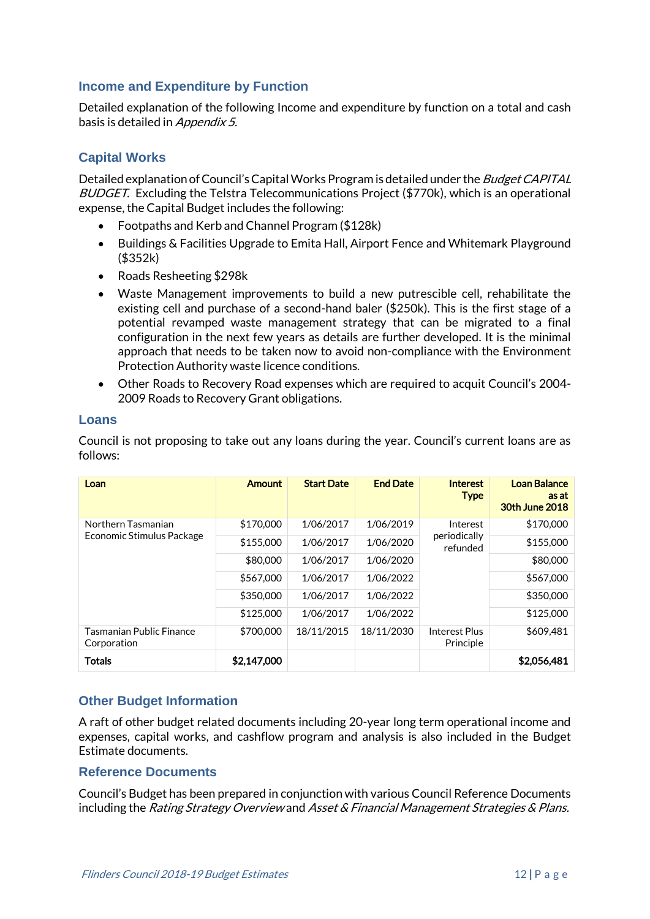## Income and Expenditure by Function

Detailed explanation of the following Income and expenditure by function on a total and cash basis is detailed in *Appendix 5.*

## Capital Works

Detailed explanation of Council's Capital Works Program is detailed under the *Budget CAPITAL BUDGET.* Excluding the Telstra Telecommunications Project ($770k), which is an operational expense, the Capital Budget includes the following:

- Footpaths and Kerb and Channel Program ($128k)
- Buildings & Facilities Upgrade to Emita Hall, Airport Fence and Whitemark Playground ($352k)
- Roads Resheeting $298k
- Waste Management improvements to build a new putrescible cell, rehabilitate the existing cell and purchase of a second-hand baler ($250k). This is the first stage of a potential revamped waste management strategy that can be migrated to a final configuration in the next few years as details are further developed. It is the minimal approach that needs to be taken now to avoid non-compliance with the Environment Protection Authority waste licence conditions.
- Other Roads to Recovery Road expenses which are required to acquit Council's 2004-2009 Roads to Recovery Grant obligations.

## Loans

Council is not proposing to take out any loans during the year. Council's current loans are as follows:

| Loan | Amount | Start Date | End Date | Interest Type | Loan Balance as at 30th June 2018 |
|---|---|---|---|---|---|
| Northern Tasmanian Economic Stimulus Package | $170,000 | 1/06/2017 | 1/06/2019 | Interest periodically refunded | $170,000 |
| | $155,000 | 1/06/2017 | 1/06/2020 | | $155,000 |
| | $80,000 | 1/06/2017 | 1/06/2020 | | $80,000 |
| | $567,000 | 1/06/2017 | 1/06/2022 | | $567,000 |
| | $350,000 | 1/06/2017 | 1/06/2022 | | $350,000 |
| | $125,000 | 1/06/2017 | 1/06/2022 | | $125,000 |
| Tasmanian Public Finance Corporation | $700,000 | 18/11/2015 | 18/11/2030 | Interest Plus Principle | $609,481 |
| **Totals** | **$2,147,000** | | | | **$2,056,481** |

## Other Budget Information

A raft of other budget related documents including 20-year long term operational income and expenses, capital works, and cashflow program and analysis is also included in the Budget Estimate documents.

## Reference Documents

Council's Budget has been prepared in conjunction with various Council Reference Documents including the *Rating Strategy Overview* and *Asset & Financial Management Strategies & Plans.*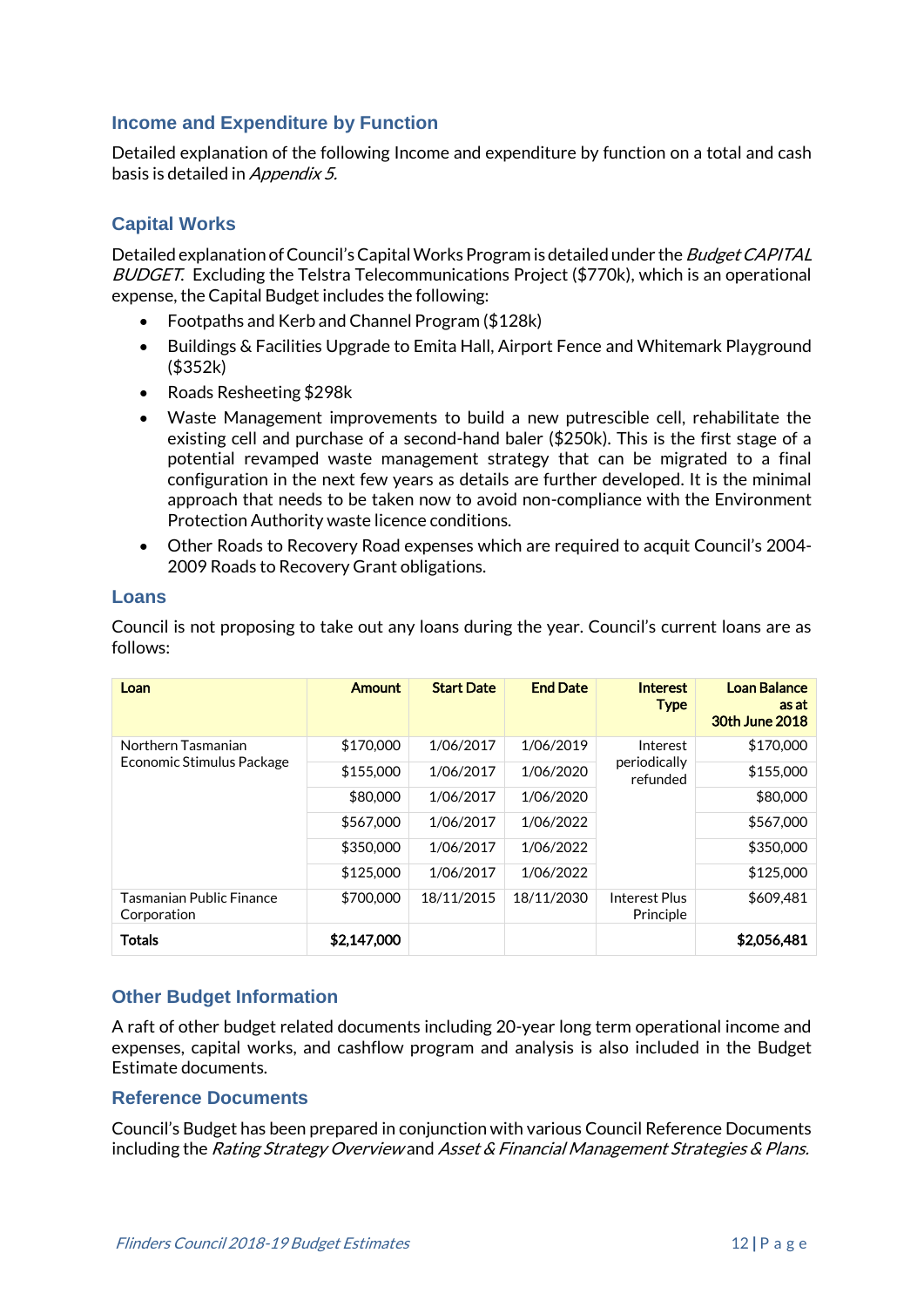## Income and Expenditure by Function

Detailed explanation of the following Income and expenditure by function on a total and cash basis is detailed in *Appendix 5.*

## Capital Works

Detailed explanation of Council's Capital Works Program is detailed under the *Budget CAPITAL BUDGET.* Excluding the Telstra Telecommunications Project ($770k), which is an operational expense, the Capital Budget includes the following:

- Footpaths and Kerb and Channel Program ($128k)
- Buildings & Facilities Upgrade to Emita Hall, Airport Fence and Whitemark Playground ($352k)
- Roads Resheeting $298k
- Waste Management improvements to build a new putrescible cell, rehabilitate the existing cell and purchase of a second-hand baler ($250k). This is the first stage of a potential revamped waste management strategy that can be migrated to a final configuration in the next few years as details are further developed. It is the minimal approach that needs to be taken now to avoid non-compliance with the Environment Protection Authority waste licence conditions.
- Other Roads to Recovery Road expenses which are required to acquit Council's 2004-2009 Roads to Recovery Grant obligations.

## Loans

Council is not proposing to take out any loans during the year. Council's current loans are as follows:

| Loan | Amount | Start Date | End Date | Interest Type | Loan Balance as at 30th June 2018 |
|---|---|---|---|---|---|
| Northern Tasmanian Economic Stimulus Package | $170,000 | 1/06/2017 | 1/06/2019 | Interest periodically refunded | $170,000 |
| | $155,000 | 1/06/2017 | 1/06/2020 | | $155,000 |
| | $80,000 | 1/06/2017 | 1/06/2020 | | $80,000 |
| | $567,000 | 1/06/2017 | 1/06/2022 | | $567,000 |
| | $350,000 | 1/06/2017 | 1/06/2022 | | $350,000 |
| | $125,000 | 1/06/2017 | 1/06/2022 | | $125,000 |
| Tasmanian Public Finance Corporation | $700,000 | 18/11/2015 | 18/11/2030 | Interest Plus Principle | $609,481 |
| **Totals** | **$2,147,000** | | | | **$2,056,481** |

## Other Budget Information

A raft of other budget related documents including 20-year long term operational income and expenses, capital works, and cashflow program and analysis is also included in the Budget Estimate documents.

## Reference Documents

Council's Budget has been prepared in conjunction with various Council Reference Documents including the *Rating Strategy Overview* and *Asset & Financial Management Strategies & Plans.*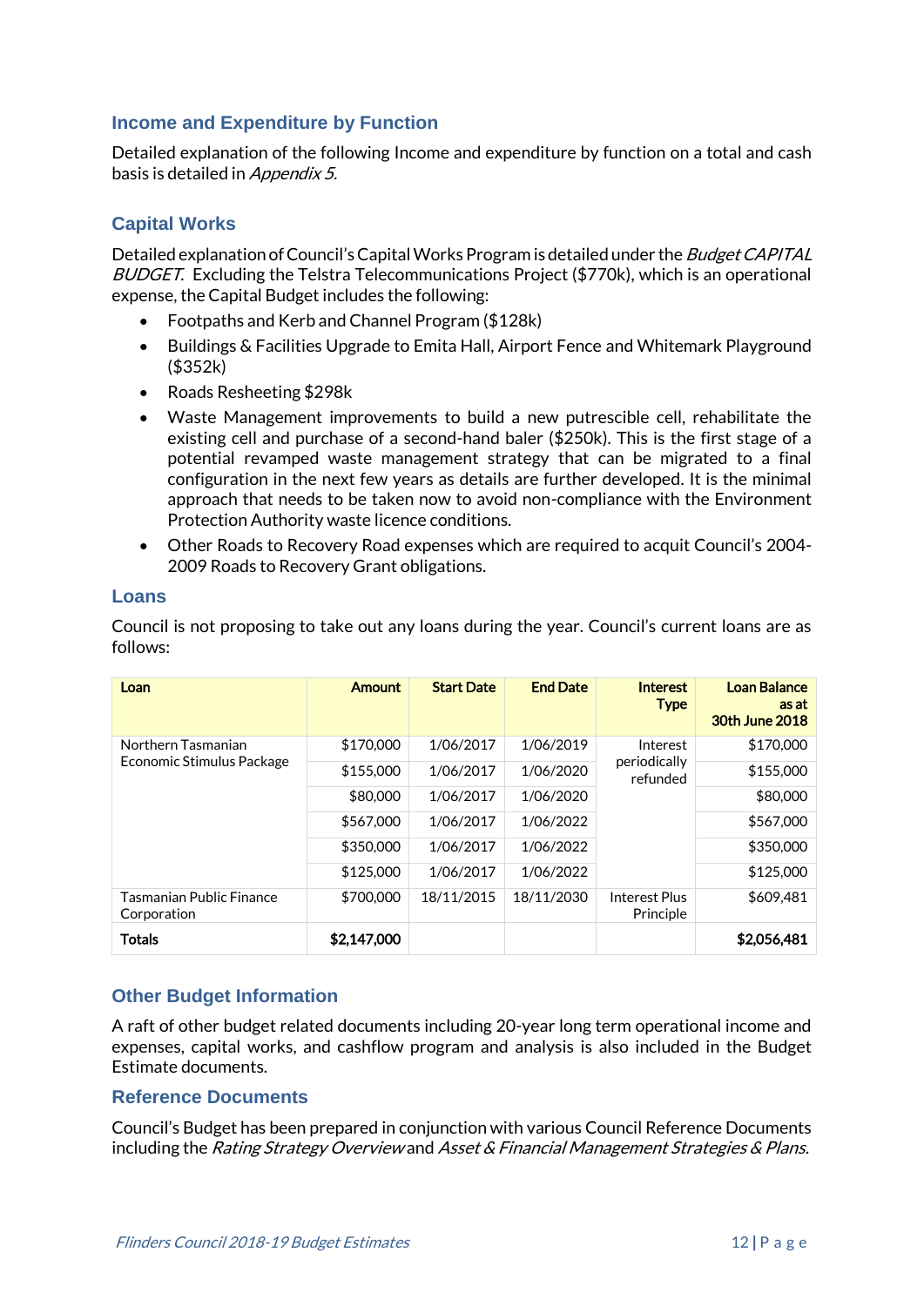## Income and Expenditure by Function

Detailed explanation of the following Income and expenditure by function on a total and cash basis is detailed in *Appendix 5.*

## Capital Works

Detailed explanation of Council's Capital Works Program is detailed under the *Budget CAPITAL BUDGET.* Excluding the Telstra Telecommunications Project ($770k), which is an operational expense, the Capital Budget includes the following:

- Footpaths and Kerb and Channel Program ($128k)
- Buildings & Facilities Upgrade to Emita Hall, Airport Fence and Whitemark Playground ($352k)
- Roads Resheeting $298k
- Waste Management improvements to build a new putrescible cell, rehabilitate the existing cell and purchase of a second-hand baler ($250k). This is the first stage of a potential revamped waste management strategy that can be migrated to a final configuration in the next few years as details are further developed. It is the minimal approach that needs to be taken now to avoid non-compliance with the Environment Protection Authority waste licence conditions.
- Other Roads to Recovery Road expenses which are required to acquit Council's 2004-2009 Roads to Recovery Grant obligations.

## Loans

Council is not proposing to take out any loans during the year. Council's current loans are as follows:

| Loan | Amount | Start Date | End Date | Interest Type | Loan Balance as at 30th June 2018 |
|---|---|---|---|---|---|
| Northern Tasmanian Economic Stimulus Package | $170,000 | 1/06/2017 | 1/06/2019 | Interest periodically refunded | $170,000 |
| | $155,000 | 1/06/2017 | 1/06/2020 | | $155,000 |
| | $80,000 | 1/06/2017 | 1/06/2020 | | $80,000 |
| | $567,000 | 1/06/2017 | 1/06/2022 | | $567,000 |
| | $350,000 | 1/06/2017 | 1/06/2022 | | $350,000 |
| | $125,000 | 1/06/2017 | 1/06/2022 | | $125,000 |
| Tasmanian Public Finance Corporation | $700,000 | 18/11/2015 | 18/11/2030 | Interest Plus Principle | $609,481 |
| **Totals** | **$2,147,000** | | | | **$2,056,481** |

## Other Budget Information

A raft of other budget related documents including 20-year long term operational income and expenses, capital works, and cashflow program and analysis is also included in the Budget Estimate documents.

## Reference Documents

Council's Budget has been prepared in conjunction with various Council Reference Documents including the *Rating Strategy Overview* and *Asset & Financial Management Strategies & Plans.*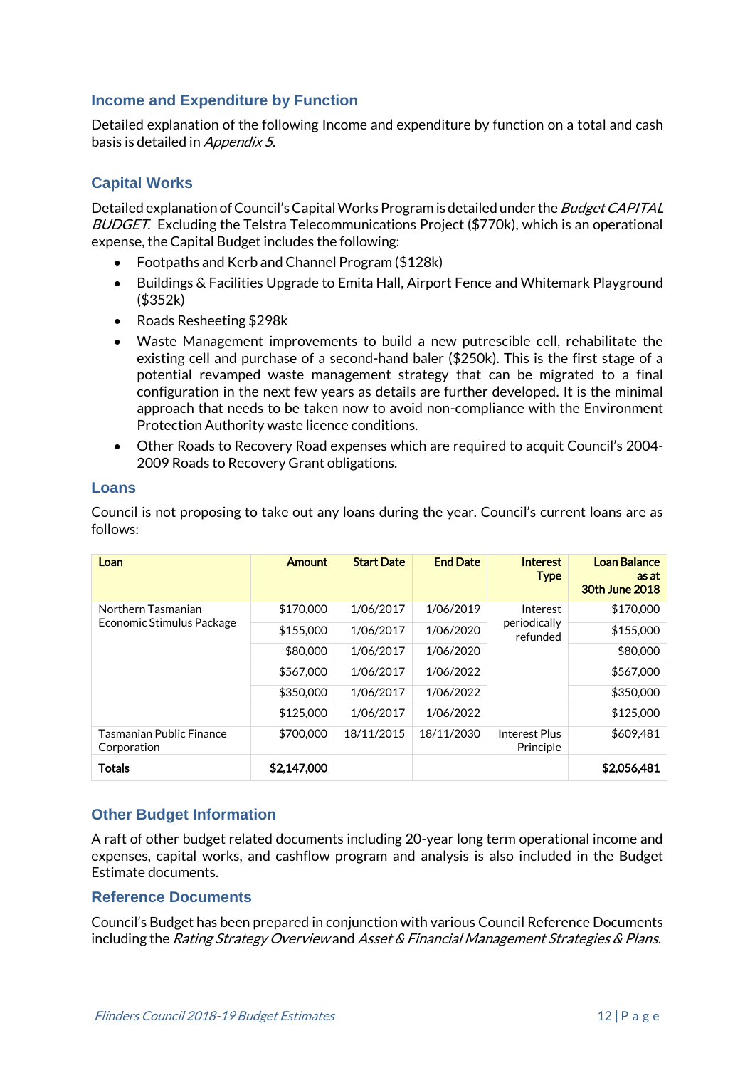## Income and Expenditure by Function

Detailed explanation of the following Income and expenditure by function on a total and cash basis is detailed in *Appendix 5.*

## Capital Works

Detailed explanation of Council's Capital Works Program is detailed under the *Budget CAPITAL BUDGET.* Excluding the Telstra Telecommunications Project ($770k), which is an operational expense, the Capital Budget includes the following:

- Footpaths and Kerb and Channel Program ($128k)
- Buildings & Facilities Upgrade to Emita Hall, Airport Fence and Whitemark Playground ($352k)
- Roads Resheeting $298k
- Waste Management improvements to build a new putrescible cell, rehabilitate the existing cell and purchase of a second-hand baler ($250k). This is the first stage of a potential revamped waste management strategy that can be migrated to a final configuration in the next few years as details are further developed. It is the minimal approach that needs to be taken now to avoid non-compliance with the Environment Protection Authority waste licence conditions.
- Other Roads to Recovery Road expenses which are required to acquit Council's 2004-2009 Roads to Recovery Grant obligations.

## Loans

Council is not proposing to take out any loans during the year. Council's current loans are as follows:

| Loan | Amount | Start Date | End Date | Interest Type | Loan Balance as at 30th June 2018 |
|---|---|---|---|---|---|
| Northern Tasmanian Economic Stimulus Package | $170,000 | 1/06/2017 | 1/06/2019 | Interest periodically refunded | $170,000 |
| | $155,000 | 1/06/2017 | 1/06/2020 | | $155,000 |
| | $80,000 | 1/06/2017 | 1/06/2020 | | $80,000 |
| | $567,000 | 1/06/2017 | 1/06/2022 | | $567,000 |
| | $350,000 | 1/06/2017 | 1/06/2022 | | $350,000 |
| | $125,000 | 1/06/2017 | 1/06/2022 | | $125,000 |
| Tasmanian Public Finance Corporation | $700,000 | 18/11/2015 | 18/11/2030 | Interest Plus Principle | $609,481 |
| **Totals** | **$2,147,000** | | | | **$2,056,481** |

## Other Budget Information

A raft of other budget related documents including 20-year long term operational income and expenses, capital works, and cashflow program and analysis is also included in the Budget Estimate documents.

## Reference Documents

Council's Budget has been prepared in conjunction with various Council Reference Documents including the *Rating Strategy Overview* and *Asset & Financial Management Strategies & Plans.*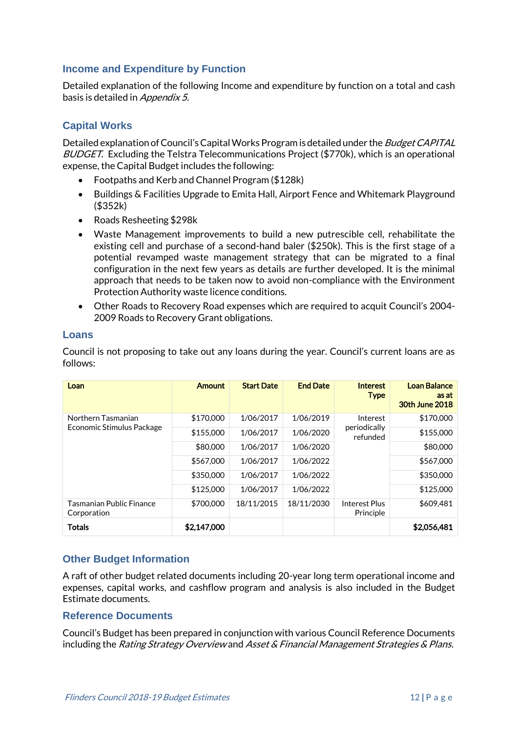## Income and Expenditure by Function

Detailed explanation of the following Income and expenditure by function on a total and cash basis is detailed in *Appendix 5.*

## Capital Works

Detailed explanation of Council's Capital Works Program is detailed under the *Budget CAPITAL BUDGET.* Excluding the Telstra Telecommunications Project ($770k), which is an operational expense, the Capital Budget includes the following:

- Footpaths and Kerb and Channel Program ($128k)
- Buildings & Facilities Upgrade to Emita Hall, Airport Fence and Whitemark Playground ($352k)
- Roads Resheeting $298k
- Waste Management improvements to build a new putrescible cell, rehabilitate the existing cell and purchase of a second-hand baler ($250k). This is the first stage of a potential revamped waste management strategy that can be migrated to a final configuration in the next few years as details are further developed. It is the minimal approach that needs to be taken now to avoid non-compliance with the Environment Protection Authority waste licence conditions.
- Other Roads to Recovery Road expenses which are required to acquit Council's 2004-2009 Roads to Recovery Grant obligations.

## Loans

Council is not proposing to take out any loans during the year. Council's current loans are as follows:

| Loan | Amount | Start Date | End Date | Interest Type | Loan Balance as at 30th June 2018 |
|---|---|---|---|---|---|
| Northern Tasmanian Economic Stimulus Package | $170,000 | 1/06/2017 | 1/06/2019 | Interest periodically refunded | $170,000 |
| | $155,000 | 1/06/2017 | 1/06/2020 | | $155,000 |
| | $80,000 | 1/06/2017 | 1/06/2020 | | $80,000 |
| | $567,000 | 1/06/2017 | 1/06/2022 | | $567,000 |
| | $350,000 | 1/06/2017 | 1/06/2022 | | $350,000 |
| | $125,000 | 1/06/2017 | 1/06/2022 | | $125,000 |
| Tasmanian Public Finance Corporation | $700,000 | 18/11/2015 | 18/11/2030 | Interest Plus Principle | $609,481 |
| **Totals** | **$2,147,000** | | | | **$2,056,481** |

## Other Budget Information

A raft of other budget related documents including 20-year long term operational income and expenses, capital works, and cashflow program and analysis is also included in the Budget Estimate documents.

## Reference Documents

Council's Budget has been prepared in conjunction with various Council Reference Documents including the *Rating Strategy Overview* and *Asset & Financial Management Strategies & Plans.*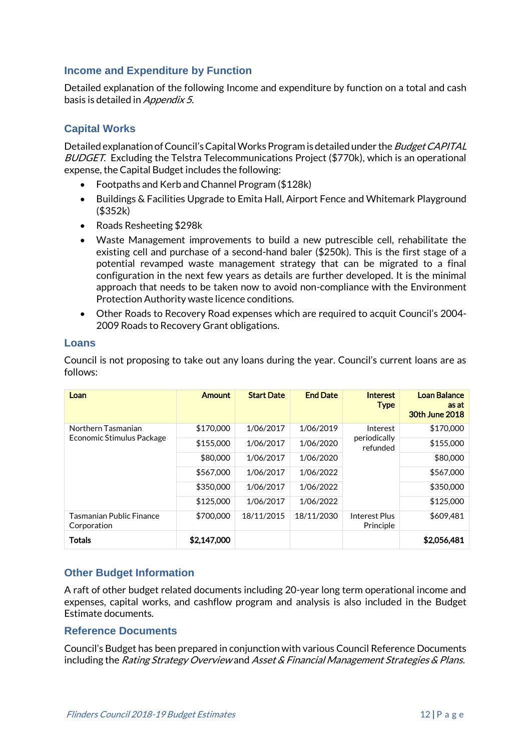## Income and Expenditure by Function

Detailed explanation of the following Income and expenditure by function on a total and cash basis is detailed in *Appendix 5.*

## Capital Works

Detailed explanation of Council's Capital Works Program is detailed under the *Budget CAPITAL BUDGET.* Excluding the Telstra Telecommunications Project ($770k), which is an operational expense, the Capital Budget includes the following:

- Footpaths and Kerb and Channel Program ($128k)
- Buildings & Facilities Upgrade to Emita Hall, Airport Fence and Whitemark Playground ($352k)
- Roads Resheeting $298k
- Waste Management improvements to build a new putrescible cell, rehabilitate the existing cell and purchase of a second-hand baler ($250k). This is the first stage of a potential revamped waste management strategy that can be migrated to a final configuration in the next few years as details are further developed. It is the minimal approach that needs to be taken now to avoid non-compliance with the Environment Protection Authority waste licence conditions.
- Other Roads to Recovery Road expenses which are required to acquit Council's 2004-2009 Roads to Recovery Grant obligations.

## Loans

Council is not proposing to take out any loans during the year. Council's current loans are as follows:

| Loan | Amount | Start Date | End Date | Interest Type | Loan Balance as at 30th June 2018 |
|---|---|---|---|---|---|
| Northern Tasmanian Economic Stimulus Package | $170,000 | 1/06/2017 | 1/06/2019 | Interest periodically refunded | $170,000 |
| | $155,000 | 1/06/2017 | 1/06/2020 | | $155,000 |
| | $80,000 | 1/06/2017 | 1/06/2020 | | $80,000 |
| | $567,000 | 1/06/2017 | 1/06/2022 | | $567,000 |
| | $350,000 | 1/06/2017 | 1/06/2022 | | $350,000 |
| | $125,000 | 1/06/2017 | 1/06/2022 | | $125,000 |
| Tasmanian Public Finance Corporation | $700,000 | 18/11/2015 | 18/11/2030 | Interest Plus Principle | $609,481 |
| **Totals** | **$2,147,000** | | | | **$2,056,481** |

## Other Budget Information

A raft of other budget related documents including 20-year long term operational income and expenses, capital works, and cashflow program and analysis is also included in the Budget Estimate documents.

## Reference Documents

Council's Budget has been prepared in conjunction with various Council Reference Documents including the *Rating Strategy Overview* and *Asset & Financial Management Strategies & Plans.*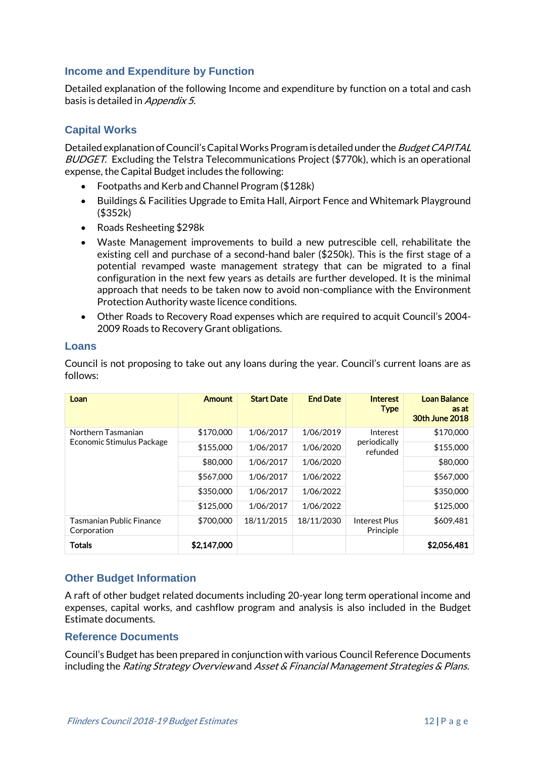## Income and Expenditure by Function

Detailed explanation of the following Income and expenditure by function on a total and cash basis is detailed in *Appendix 5.*

## Capital Works

Detailed explanation of Council's Capital Works Program is detailed under the *Budget CAPITAL BUDGET.* Excluding the Telstra Telecommunications Project ($770k), which is an operational expense, the Capital Budget includes the following:

- Footpaths and Kerb and Channel Program ($128k)
- Buildings & Facilities Upgrade to Emita Hall, Airport Fence and Whitemark Playground ($352k)
- Roads Resheeting $298k
- Waste Management improvements to build a new putrescible cell, rehabilitate the existing cell and purchase of a second-hand baler ($250k). This is the first stage of a potential revamped waste management strategy that can be migrated to a final configuration in the next few years as details are further developed. It is the minimal approach that needs to be taken now to avoid non-compliance with the Environment Protection Authority waste licence conditions.
- Other Roads to Recovery Road expenses which are required to acquit Council's 2004-2009 Roads to Recovery Grant obligations.

## Loans

Council is not proposing to take out any loans during the year. Council's current loans are as follows:

| Loan | Amount | Start Date | End Date | Interest Type | Loan Balance as at 30th June 2018 |
|---|---|---|---|---|---|
| Northern Tasmanian Economic Stimulus Package | $170,000 | 1/06/2017 | 1/06/2019 | Interest periodically refunded | $170,000 |
| | $155,000 | 1/06/2017 | 1/06/2020 | | $155,000 |
| | $80,000 | 1/06/2017 | 1/06/2020 | | $80,000 |
| | $567,000 | 1/06/2017 | 1/06/2022 | | $567,000 |
| | $350,000 | 1/06/2017 | 1/06/2022 | | $350,000 |
| | $125,000 | 1/06/2017 | 1/06/2022 | | $125,000 |
| Tasmanian Public Finance Corporation | $700,000 | 18/11/2015 | 18/11/2030 | Interest Plus Principle | $609,481 |
| **Totals** | **$2,147,000** | | | | **$2,056,481** |

## Other Budget Information

A raft of other budget related documents including 20-year long term operational income and expenses, capital works, and cashflow program and analysis is also included in the Budget Estimate documents.

## Reference Documents

Council's Budget has been prepared in conjunction with various Council Reference Documents including the *Rating Strategy Overview* and *Asset & Financial Management Strategies & Plans.*